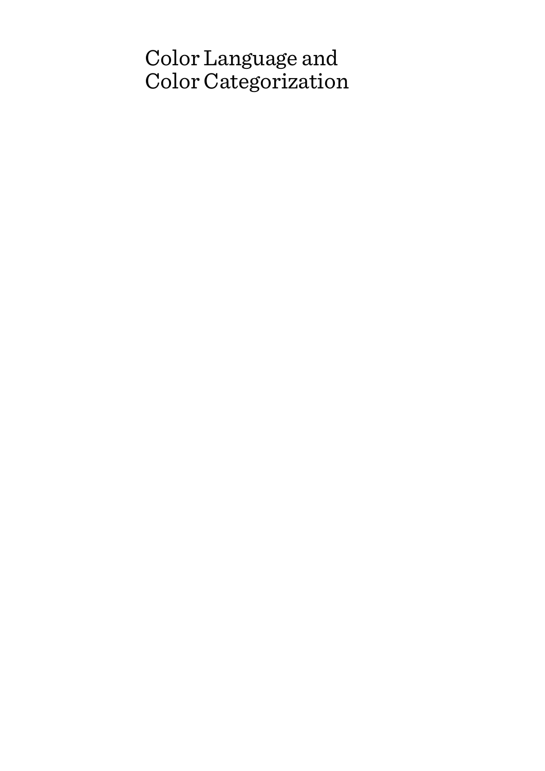# Color Language and Color Categorization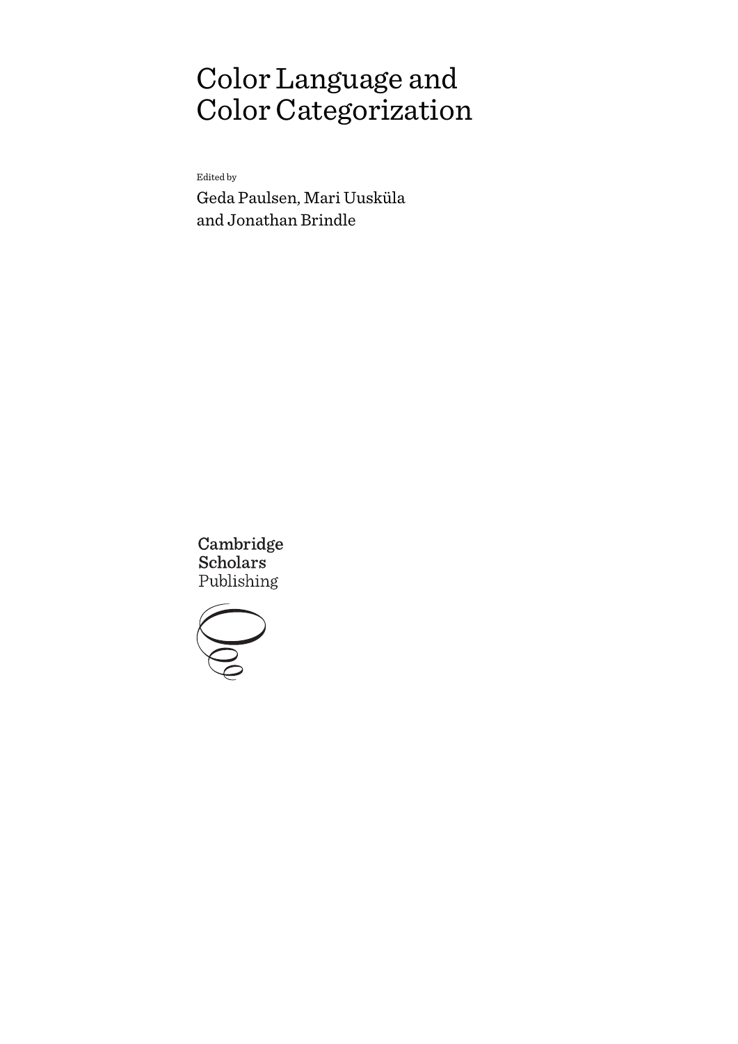# Color Language and Color Categorization

Edited by

Geda Paulsen, Mari Uusküla and Jonathan Brindle

Cambridge Scholars Publishing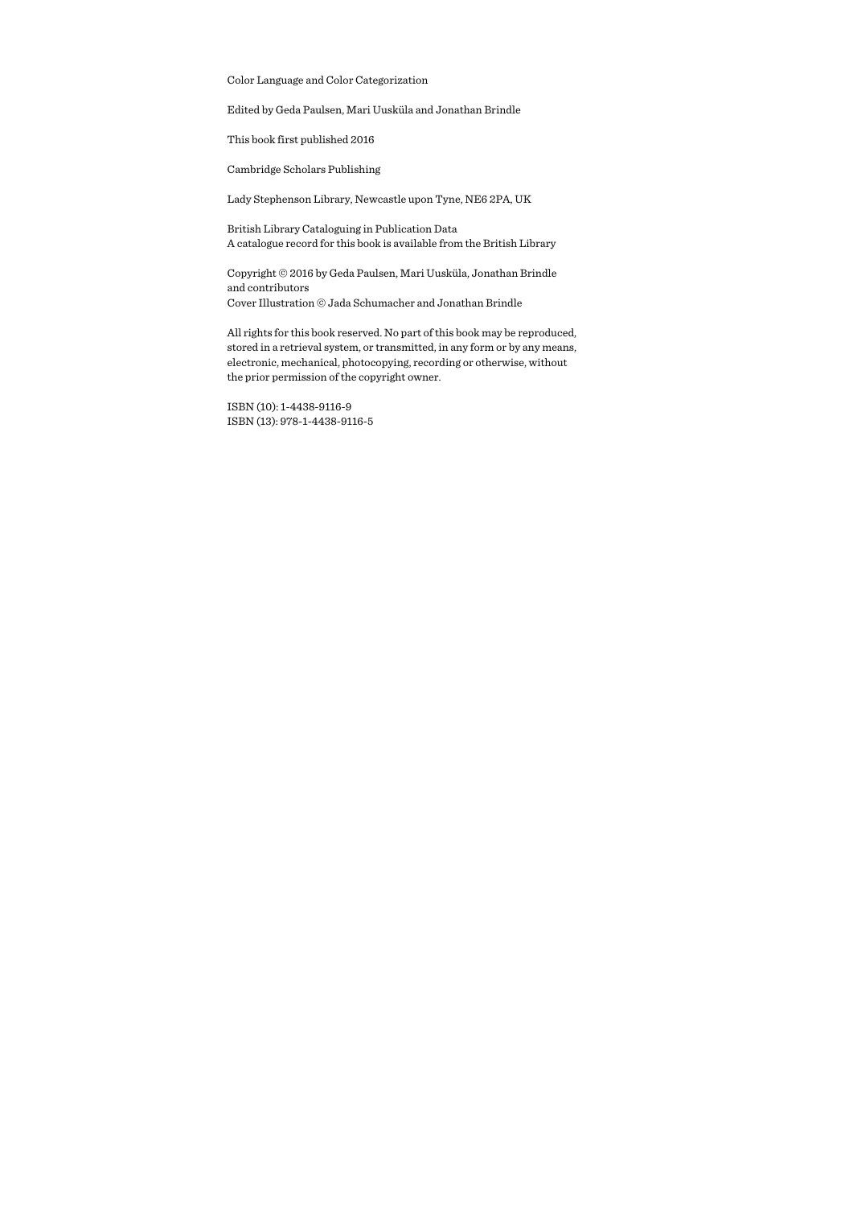Color Language and Color Categorization

Edited by Geda Paulsen, Mari Uusküla and Jonathan Brindle

This book first published 2016

Cambridge Scholars Publishing

Lady Stephenson Library, Newcastle upon Tyne, NE6 2PA, UK

British Library Cataloguing in Publication Data
A catalogue record for this book is available from the British Library

Copyright © 2016 by Geda Paulsen, Mari Uusküla, Jonathan Brindle and contributors
Cover Illustration © Jada Schumacher and Jonathan Brindle

All rights for this book reserved. No part of this book may be reproduced, stored in a retrieval system, or transmitted, in any form or by any means, electronic, mechanical, photocopying, recording or otherwise, without the prior permission of the copyright owner.

ISBN (10): 1-4438-9116-9
ISBN (13): 978-1-4438-9116-5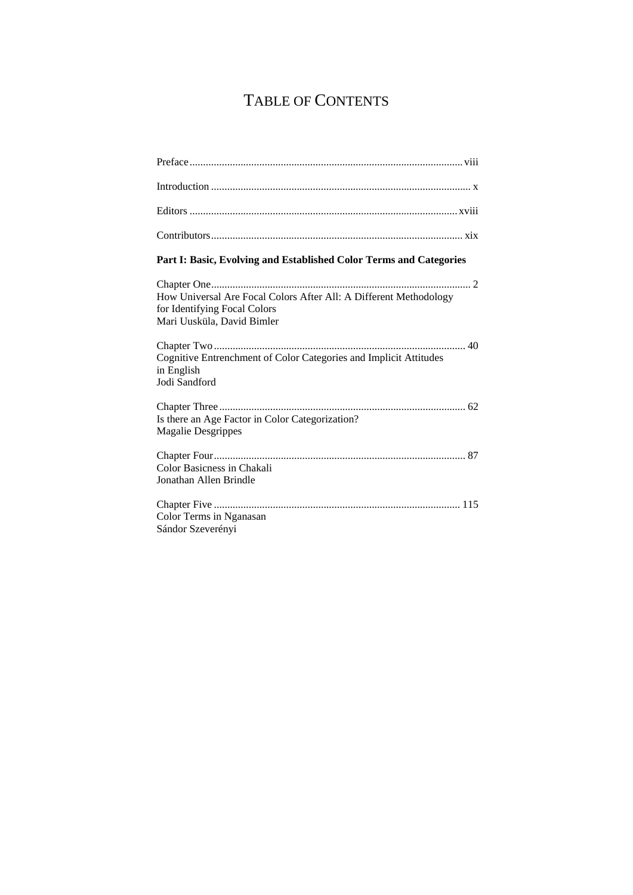# TABLE OF CONTENTS

Preface ..... viii

Introduction ..... x

Editors ..... xviii

Contributors ..... xix

**Part I: Basic, Evolving and Established Color Terms and Categories**

Chapter One ..... 2
How Universal Are Focal Colors After All: A Different Methodology for Identifying Focal Colors
Mari Uusküla, David Bimler

Chapter Two ..... 40
Cognitive Entrenchment of Color Categories and Implicit Attitudes in English
Jodi Sandford

Chapter Three ..... 62
Is there an Age Factor in Color Categorization?
Magalie Desgrippes

Chapter Four ..... 87
Color Basicness in Chakali
Jonathan Allen Brindle

Chapter Five ..... 115
Color Terms in Nganasan
Sándor Szeverényi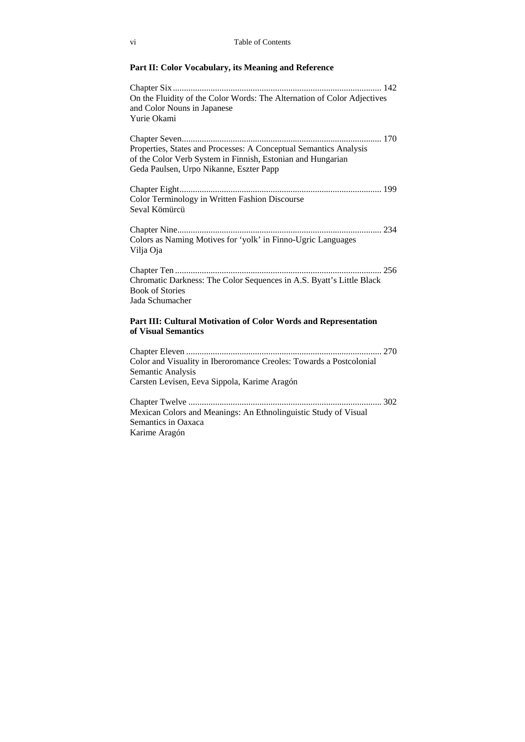## Part II: Color Vocabulary, its Meaning and Reference

Chapter Six ........................................................................................ 142
On the Fluidity of the Color Words: The Alternation of Color Adjectives and Color Nouns in Japanese
Yurie Okami

Chapter Seven ..................................................................................... 170
Properties, States and Processes: A Conceptual Semantics Analysis of the Color Verb System in Finnish, Estonian and Hungarian
Geda Paulsen, Urpo Nikanne, Eszter Papp

Chapter Eight ...................................................................................... 199
Color Terminology in Written Fashion Discourse
Seval Kömürcü

Chapter Nine ....................................................................................... 234
Colors as Naming Motives for 'yolk' in Finno-Ugric Languages
Vilja Oja

Chapter Ten ......................................................................................... 256
Chromatic Darkness: The Color Sequences in A.S. Byatt's Little Black Book of Stories
Jada Schumacher

## Part III: Cultural Motivation of Color Words and Representation of Visual Semantics

Chapter Eleven .................................................................................... 270
Color and Visuality in Iberoromance Creoles: Towards a Postcolonial Semantic Analysis
Carsten Levisen, Eeva Sippola, Karime Aragón

Chapter Twelve ................................................................................... 302
Mexican Colors and Meanings: An Ethnolinguistic Study of Visual Semantics in Oaxaca
Karime Aragón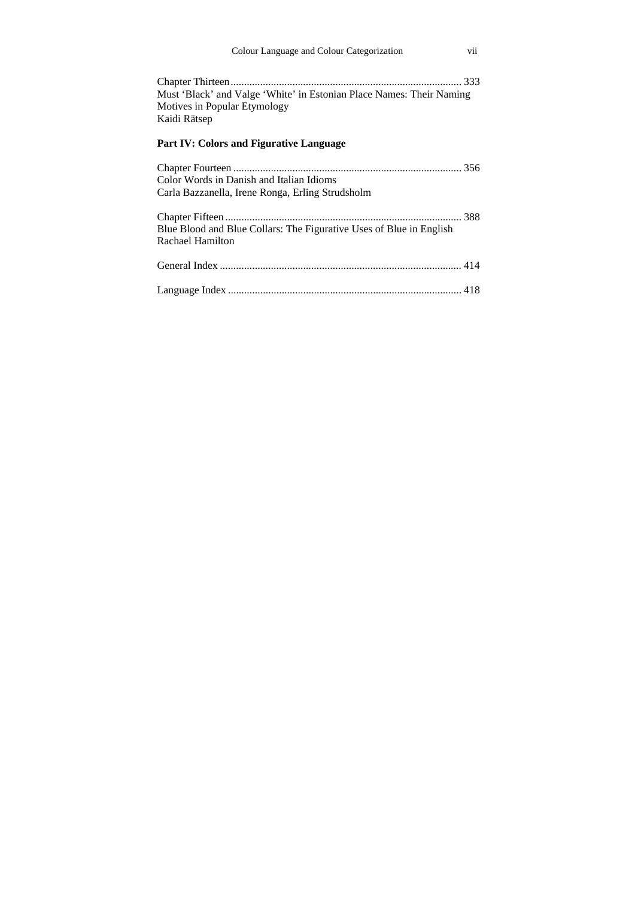Chapter Thirteen ..................................................................................... 333
Must 'Black' and Valge 'White' in Estonian Place Names: Their Naming Motives in Popular Etymology
Kaidi Rätsep

**Part IV: Colors and Figurative Language**

Chapter Fourteen ..................................................................................... 356
Color Words in Danish and Italian Idioms
Carla Bazzanella, Irene Ronga, Erling Strudsholm

Chapter Fifteen ........................................................................................ 388
Blue Blood and Blue Collars: The Figurative Uses of Blue in English
Rachael Hamilton

General Index .......................................................................................... 414

Language Index ....................................................................................... 418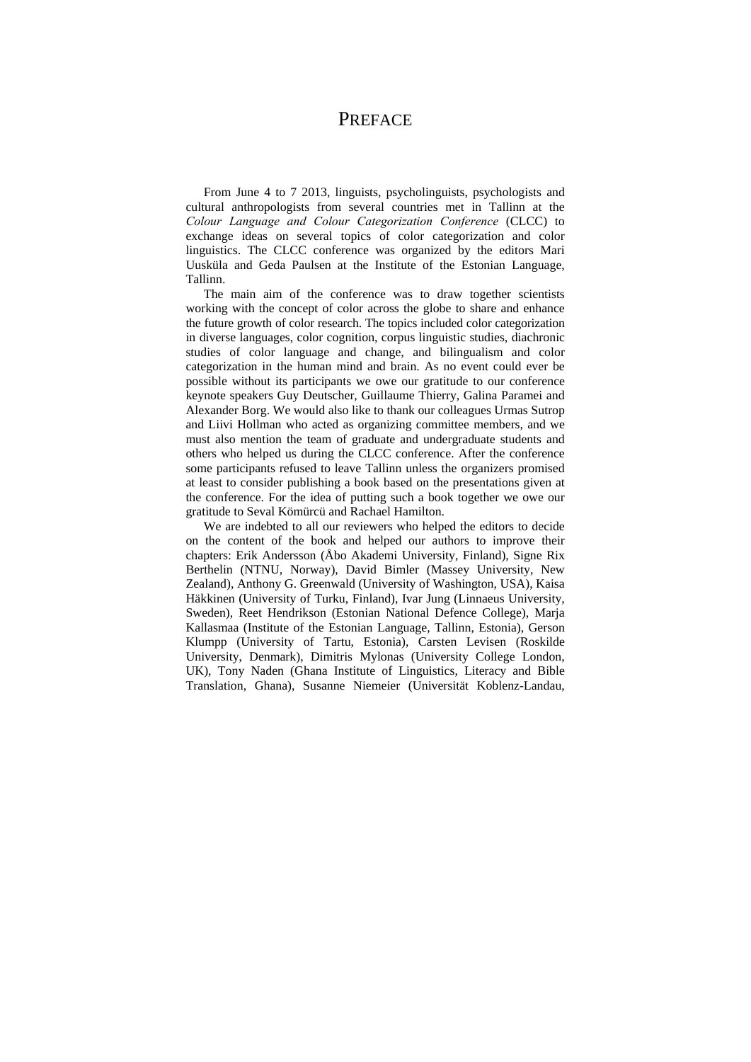# PREFACE

From June 4 to 7 2013, linguists, psycholinguists, psychologists and cultural anthropologists from several countries met in Tallinn at the *Colour Language and Colour Categorization Conference* (CLCC) to exchange ideas on several topics of color categorization and color linguistics. The CLCC conference was organized by the editors Mari Uusküla and Geda Paulsen at the Institute of the Estonian Language, Tallinn.

The main aim of the conference was to draw together scientists working with the concept of color across the globe to share and enhance the future growth of color research. The topics included color categorization in diverse languages, color cognition, corpus linguistic studies, diachronic studies of color language and change, and bilingualism and color categorization in the human mind and brain. As no event could ever be possible without its participants we owe our gratitude to our conference keynote speakers Guy Deutscher, Guillaume Thierry, Galina Paramei and Alexander Borg. We would also like to thank our colleagues Urmas Sutrop and Liivi Hollman who acted as organizing committee members, and we must also mention the team of graduate and undergraduate students and others who helped us during the CLCC conference. After the conference some participants refused to leave Tallinn unless the organizers promised at least to consider publishing a book based on the presentations given at the conference. For the idea of putting such a book together we owe our gratitude to Seval Kömürcü and Rachael Hamilton.

We are indebted to all our reviewers who helped the editors to decide on the content of the book and helped our authors to improve their chapters: Erik Andersson (Åbo Akademi University, Finland), Signe Rix Berthelin (NTNU, Norway), David Bimler (Massey University, New Zealand), Anthony G. Greenwald (University of Washington, USA), Kaisa Häkkinen (University of Turku, Finland), Ivar Jung (Linnaeus University, Sweden), Reet Hendrikson (Estonian National Defence College), Marja Kallasmaa (Institute of the Estonian Language, Tallinn, Estonia), Gerson Klumpp (University of Tartu, Estonia), Carsten Levisen (Roskilde University, Denmark), Dimitris Mylonas (University College London, UK), Tony Naden (Ghana Institute of Linguistics, Literacy and Bible Translation, Ghana), Susanne Niemeier (Universität Koblenz-Landau,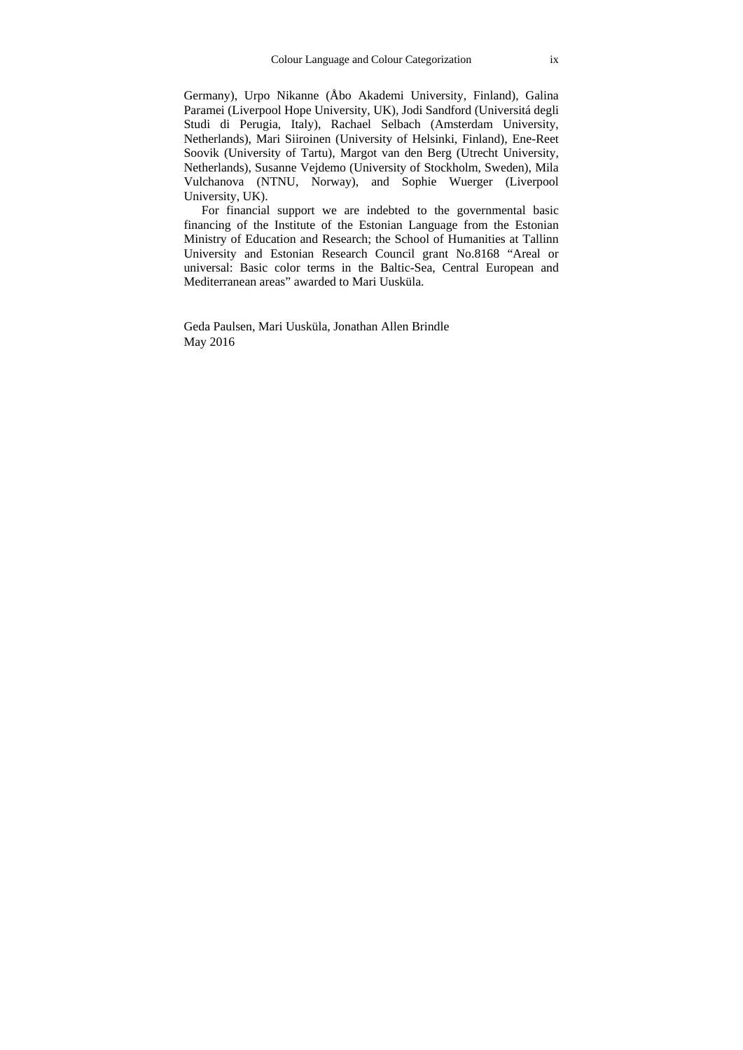Germany), Urpo Nikanne (Åbo Akademi University, Finland), Galina Paramei (Liverpool Hope University, UK), Jodi Sandford (Universitá degli Studi di Perugia, Italy), Rachael Selbach (Amsterdam University, Netherlands), Mari Siiroinen (University of Helsinki, Finland), Ene-Reet Soovik (University of Tartu), Margot van den Berg (Utrecht University, Netherlands), Susanne Vejdemo (University of Stockholm, Sweden), Mila Vulchanova (NTNU, Norway), and Sophie Wuerger (Liverpool University, UK).

For financial support we are indebted to the governmental basic financing of the Institute of the Estonian Language from the Estonian Ministry of Education and Research; the School of Humanities at Tallinn University and Estonian Research Council grant No.8168 "Areal or universal: Basic color terms in the Baltic-Sea, Central European and Mediterranean areas" awarded to Mari Uusküla.

Geda Paulsen, Mari Uusküla, Jonathan Allen Brindle
May 2016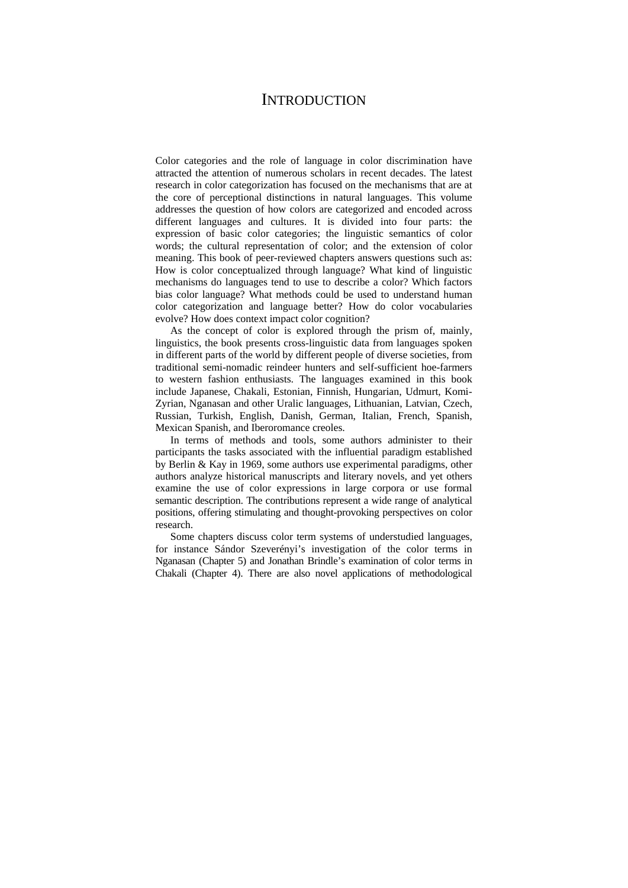# INTRODUCTION

Color categories and the role of language in color discrimination have attracted the attention of numerous scholars in recent decades. The latest research in color categorization has focused on the mechanisms that are at the core of perceptional distinctions in natural languages. This volume addresses the question of how colors are categorized and encoded across different languages and cultures. It is divided into four parts: the expression of basic color categories; the linguistic semantics of color words; the cultural representation of color; and the extension of color meaning. This book of peer-reviewed chapters answers questions such as: How is color conceptualized through language? What kind of linguistic mechanisms do languages tend to use to describe a color? Which factors bias color language? What methods could be used to understand human color categorization and language better? How do color vocabularies evolve? How does context impact color cognition?

As the concept of color is explored through the prism of, mainly, linguistics, the book presents cross-linguistic data from languages spoken in different parts of the world by different people of diverse societies, from traditional semi-nomadic reindeer hunters and self-sufficient hoe-farmers to western fashion enthusiasts. The languages examined in this book include Japanese, Chakali, Estonian, Finnish, Hungarian, Udmurt, Komi-Zyrian, Nganasan and other Uralic languages, Lithuanian, Latvian, Czech, Russian, Turkish, English, Danish, German, Italian, French, Spanish, Mexican Spanish, and Iberoromance creoles.

In terms of methods and tools, some authors administer to their participants the tasks associated with the influential paradigm established by Berlin & Kay in 1969, some authors use experimental paradigms, other authors analyze historical manuscripts and literary novels, and yet others examine the use of color expressions in large corpora or use formal semantic description. The contributions represent a wide range of analytical positions, offering stimulating and thought-provoking perspectives on color research.

Some chapters discuss color term systems of understudied languages, for instance Sándor Szeverényi's investigation of the color terms in Nganasan (Chapter 5) and Jonathan Brindle's examination of color terms in Chakali (Chapter 4). There are also novel applications of methodological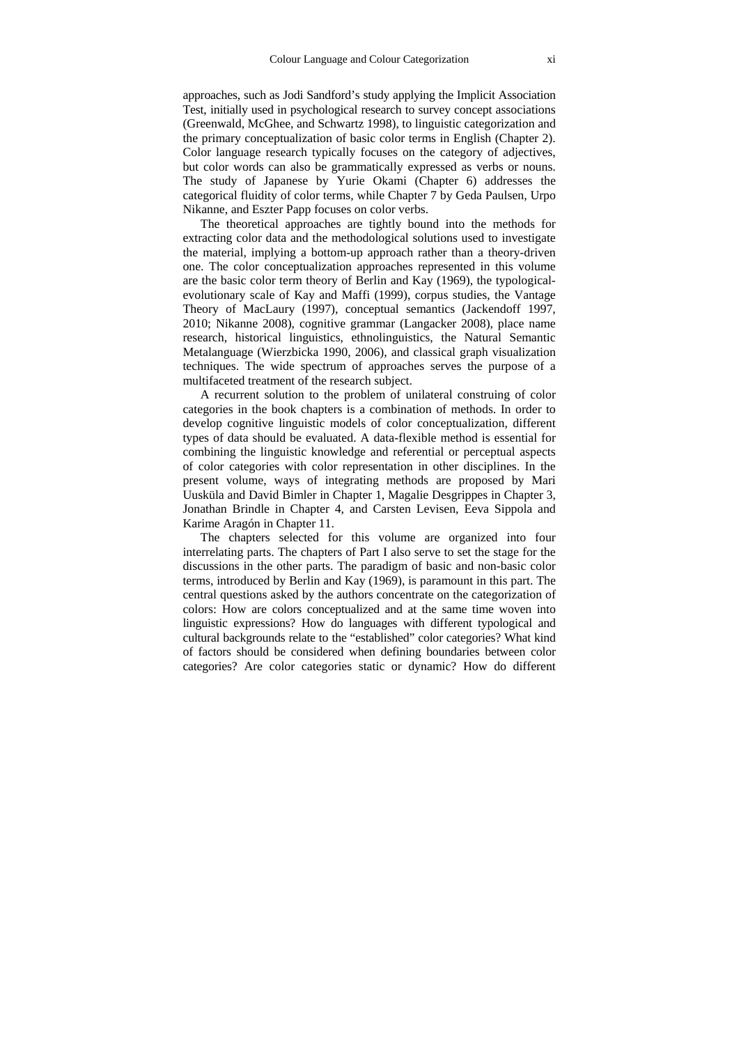approaches, such as Jodi Sandford's study applying the Implicit Association Test, initially used in psychological research to survey concept associations (Greenwald, McGhee, and Schwartz 1998), to linguistic categorization and the primary conceptualization of basic color terms in English (Chapter 2). Color language research typically focuses on the category of adjectives, but color words can also be grammatically expressed as verbs or nouns. The study of Japanese by Yurie Okami (Chapter 6) addresses the categorical fluidity of color terms, while Chapter 7 by Geda Paulsen, Urpo Nikanne, and Eszter Papp focuses on color verbs.

The theoretical approaches are tightly bound into the methods for extracting color data and the methodological solutions used to investigate the material, implying a bottom-up approach rather than a theory-driven one. The color conceptualization approaches represented in this volume are the basic color term theory of Berlin and Kay (1969), the typological-evolutionary scale of Kay and Maffi (1999), corpus studies, the Vantage Theory of MacLaury (1997), conceptual semantics (Jackendoff 1997, 2010; Nikanne 2008), cognitive grammar (Langacker 2008), place name research, historical linguistics, ethnolinguistics, the Natural Semantic Metalanguage (Wierzbicka 1990, 2006), and classical graph visualization techniques. The wide spectrum of approaches serves the purpose of a multifaceted treatment of the research subject.

A recurrent solution to the problem of unilateral construing of color categories in the book chapters is a combination of methods. In order to develop cognitive linguistic models of color conceptualization, different types of data should be evaluated. A data-flexible method is essential for combining the linguistic knowledge and referential or perceptual aspects of color categories with color representation in other disciplines. In the present volume, ways of integrating methods are proposed by Mari Uusküla and David Bimler in Chapter 1, Magalie Desgrippes in Chapter 3, Jonathan Brindle in Chapter 4, and Carsten Levisen, Eeva Sippola and Karime Aragón in Chapter 11.

The chapters selected for this volume are organized into four interrelating parts. The chapters of Part I also serve to set the stage for the discussions in the other parts. The paradigm of basic and non-basic color terms, introduced by Berlin and Kay (1969), is paramount in this part. The central questions asked by the authors concentrate on the categorization of colors: How are colors conceptualized and at the same time woven into linguistic expressions? How do languages with different typological and cultural backgrounds relate to the "established" color categories? What kind of factors should be considered when defining boundaries between color categories? Are color categories static or dynamic? How do different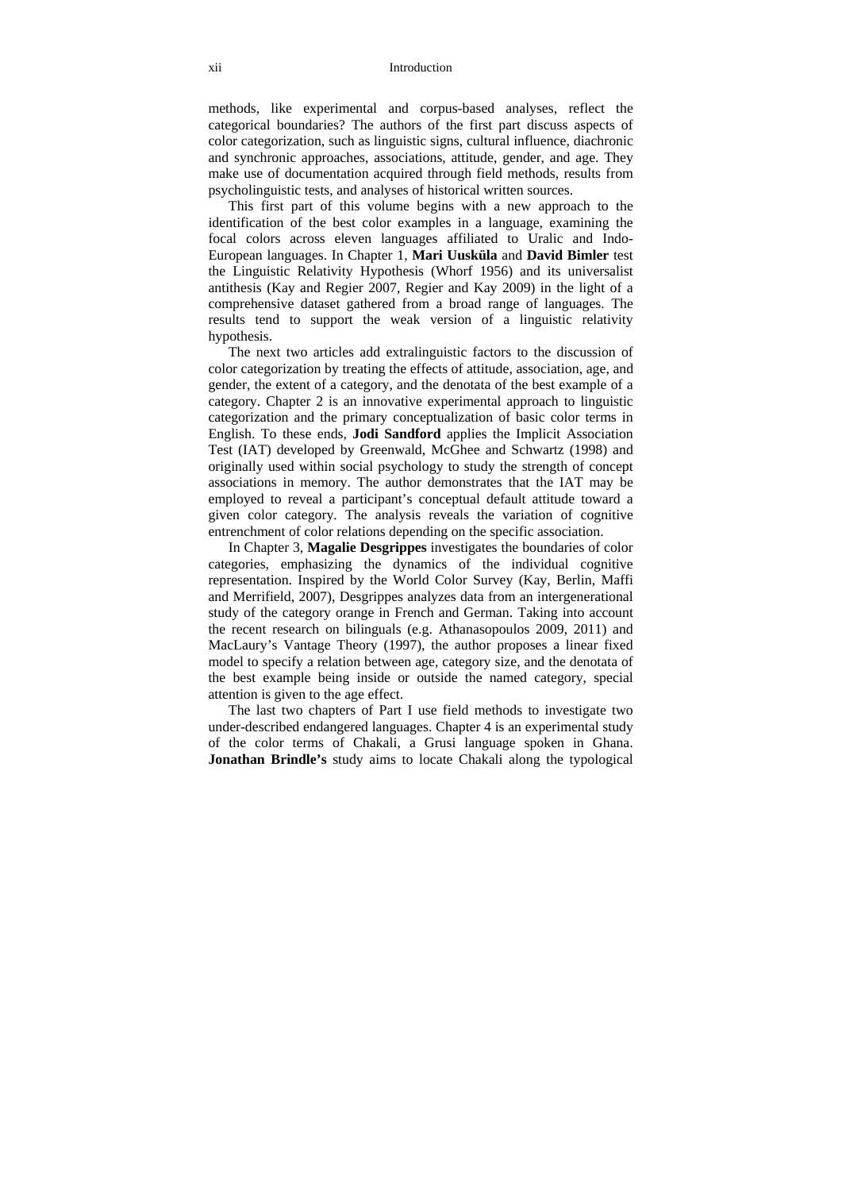methods, like experimental and corpus-based analyses, reflect the categorical boundaries? The authors of the first part discuss aspects of color categorization, such as linguistic signs, cultural influence, diachronic and synchronic approaches, associations, attitude, gender, and age. They make use of documentation acquired through field methods, results from psycholinguistic tests, and analyses of historical written sources.

This first part of this volume begins with a new approach to the identification of the best color examples in a language, examining the focal colors across eleven languages affiliated to Uralic and Indo-European languages. In Chapter 1, **Mari Uusküla** and **David Bimler** test the Linguistic Relativity Hypothesis (Whorf 1956) and its universalist antithesis (Kay and Regier 2007, Regier and Kay 2009) in the light of a comprehensive dataset gathered from a broad range of languages. The results tend to support the weak version of a linguistic relativity hypothesis.

The next two articles add extralinguistic factors to the discussion of color categorization by treating the effects of attitude, association, age, and gender, the extent of a category, and the denotata of the best example of a category. Chapter 2 is an innovative experimental approach to linguistic categorization and the primary conceptualization of basic color terms in English. To these ends, **Jodi Sandford** applies the Implicit Association Test (IAT) developed by Greenwald, McGhee and Schwartz (1998) and originally used within social psychology to study the strength of concept associations in memory. The author demonstrates that the IAT may be employed to reveal a participant's conceptual default attitude toward a given color category. The analysis reveals the variation of cognitive entrenchment of color relations depending on the specific association.

In Chapter 3, **Magalie Desgrippes** investigates the boundaries of color categories, emphasizing the dynamics of the individual cognitive representation. Inspired by the World Color Survey (Kay, Berlin, Maffi and Merrifield, 2007), Desgrippes analyzes data from an intergenerational study of the category orange in French and German. Taking into account the recent research on bilinguals (e.g. Athanasopoulos 2009, 2011) and MacLaury's Vantage Theory (1997), the author proposes a linear fixed model to specify a relation between age, category size, and the denotata of the best example being inside or outside the named category, special attention is given to the age effect.

The last two chapters of Part I use field methods to investigate two under-described endangered languages. Chapter 4 is an experimental study of the color terms of Chakali, a Grusi language spoken in Ghana. **Jonathan Brindle's** study aims to locate Chakali along the typological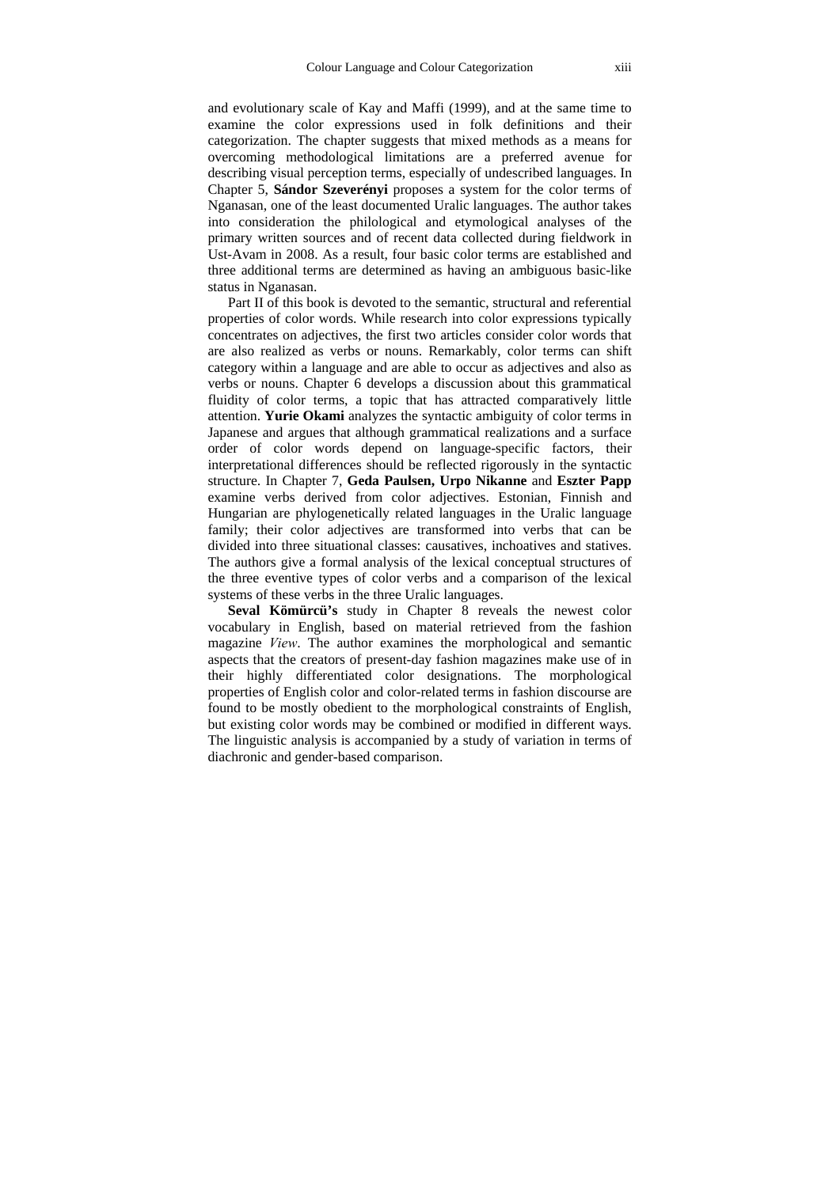and evolutionary scale of Kay and Maffi (1999), and at the same time to examine the color expressions used in folk definitions and their categorization. The chapter suggests that mixed methods as a means for overcoming methodological limitations are a preferred avenue for describing visual perception terms, especially of undescribed languages. In Chapter 5, **Sándor Szeverényi** proposes a system for the color terms of Nganasan, one of the least documented Uralic languages. The author takes into consideration the philological and etymological analyses of the primary written sources and of recent data collected during fieldwork in Ust-Avam in 2008. As a result, four basic color terms are established and three additional terms are determined as having an ambiguous basic-like status in Nganasan.

Part II of this book is devoted to the semantic, structural and referential properties of color words. While research into color expressions typically concentrates on adjectives, the first two articles consider color words that are also realized as verbs or nouns. Remarkably, color terms can shift category within a language and are able to occur as adjectives and also as verbs or nouns. Chapter 6 develops a discussion about this grammatical fluidity of color terms, a topic that has attracted comparatively little attention. **Yurie Okami** analyzes the syntactic ambiguity of color terms in Japanese and argues that although grammatical realizations and a surface order of color words depend on language-specific factors, their interpretational differences should be reflected rigorously in the syntactic structure. In Chapter 7, **Geda Paulsen, Urpo Nikanne** and **Eszter Papp** examine verbs derived from color adjectives. Estonian, Finnish and Hungarian are phylogenetically related languages in the Uralic language family; their color adjectives are transformed into verbs that can be divided into three situational classes: causatives, inchoatives and statives. The authors give a formal analysis of the lexical conceptual structures of the three eventive types of color verbs and a comparison of the lexical systems of these verbs in the three Uralic languages.

**Seval Kömürcü's** study in Chapter 8 reveals the newest color vocabulary in English, based on material retrieved from the fashion magazine *View*. The author examines the morphological and semantic aspects that the creators of present-day fashion magazines make use of in their highly differentiated color designations. The morphological properties of English color and color-related terms in fashion discourse are found to be mostly obedient to the morphological constraints of English, but existing color words may be combined or modified in different ways. The linguistic analysis is accompanied by a study of variation in terms of diachronic and gender-based comparison.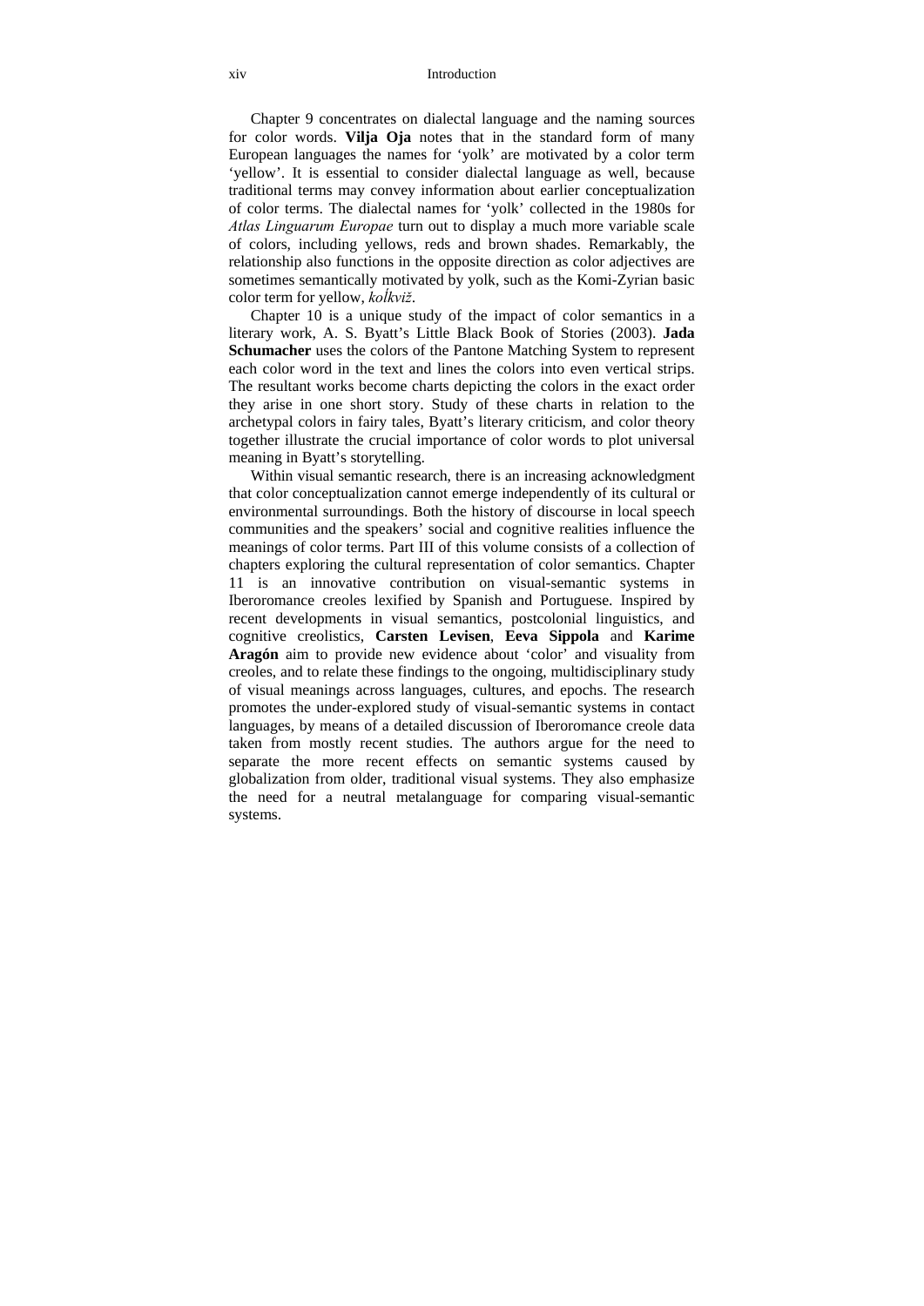Chapter 9 concentrates on dialectal language and the naming sources for color words. **Vilja Oja** notes that in the standard form of many European languages the names for 'yolk' are motivated by a color term 'yellow'. It is essential to consider dialectal language as well, because traditional terms may convey information about earlier conceptualization of color terms. The dialectal names for 'yolk' collected in the 1980s for *Atlas Linguarum Europae* turn out to display a much more variable scale of colors, including yellows, reds and brown shades. Remarkably, the relationship also functions in the opposite direction as color adjectives are sometimes semantically motivated by yolk, such as the Komi-Zyrian basic color term for yellow, *koĺkviž*.

Chapter 10 is a unique study of the impact of color semantics in a literary work, A. S. Byatt's Little Black Book of Stories (2003). **Jada Schumacher** uses the colors of the Pantone Matching System to represent each color word in the text and lines the colors into even vertical strips. The resultant works become charts depicting the colors in the exact order they arise in one short story. Study of these charts in relation to the archetypal colors in fairy tales, Byatt's literary criticism, and color theory together illustrate the crucial importance of color words to plot universal meaning in Byatt's storytelling.

Within visual semantic research, there is an increasing acknowledgment that color conceptualization cannot emerge independently of its cultural or environmental surroundings. Both the history of discourse in local speech communities and the speakers' social and cognitive realities influence the meanings of color terms. Part III of this volume consists of a collection of chapters exploring the cultural representation of color semantics. Chapter 11 is an innovative contribution on visual-semantic systems in Iberoromance creoles lexified by Spanish and Portuguese. Inspired by recent developments in visual semantics, postcolonial linguistics, and cognitive creolistics, **Carsten Levisen**, **Eeva Sippola** and **Karime Aragón** aim to provide new evidence about 'color' and visuality from creoles, and to relate these findings to the ongoing, multidisciplinary study of visual meanings across languages, cultures, and epochs. The research promotes the under-explored study of visual-semantic systems in contact languages, by means of a detailed discussion of Iberoromance creole data taken from mostly recent studies. The authors argue for the need to separate the more recent effects on semantic systems caused by globalization from older, traditional visual systems. They also emphasize the need for a neutral metalanguage for comparing visual-semantic systems.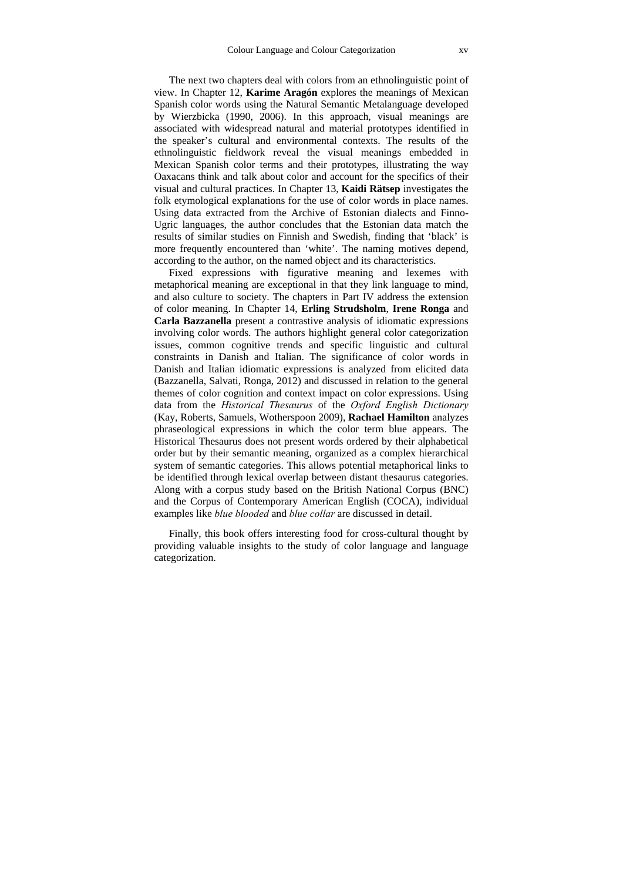The next two chapters deal with colors from an ethnolinguistic point of view. In Chapter 12, **Karime Aragón** explores the meanings of Mexican Spanish color words using the Natural Semantic Metalanguage developed by Wierzbicka (1990, 2006). In this approach, visual meanings are associated with widespread natural and material prototypes identified in the speaker's cultural and environmental contexts. The results of the ethnolinguistic fieldwork reveal the visual meanings embedded in Mexican Spanish color terms and their prototypes, illustrating the way Oaxacans think and talk about color and account for the specifics of their visual and cultural practices. In Chapter 13, **Kaidi Rätsep** investigates the folk etymological explanations for the use of color words in place names. Using data extracted from the Archive of Estonian dialects and Finno-Ugric languages, the author concludes that the Estonian data match the results of similar studies on Finnish and Swedish, finding that 'black' is more frequently encountered than 'white'. The naming motives depend, according to the author, on the named object and its characteristics.

Fixed expressions with figurative meaning and lexemes with metaphorical meaning are exceptional in that they link language to mind, and also culture to society. The chapters in Part IV address the extension of color meaning. In Chapter 14, **Erling Strudsholm**, **Irene Ronga** and **Carla Bazzanella** present a contrastive analysis of idiomatic expressions involving color words. The authors highlight general color categorization issues, common cognitive trends and specific linguistic and cultural constraints in Danish and Italian. The significance of color words in Danish and Italian idiomatic expressions is analyzed from elicited data (Bazzanella, Salvati, Ronga, 2012) and discussed in relation to the general themes of color cognition and context impact on color expressions. Using data from the *Historical Thesaurus* of the *Oxford English Dictionary* (Kay, Roberts, Samuels, Wotherspoon 2009), **Rachael Hamilton** analyzes phraseological expressions in which the color term blue appears. The Historical Thesaurus does not present words ordered by their alphabetical order but by their semantic meaning, organized as a complex hierarchical system of semantic categories. This allows potential metaphorical links to be identified through lexical overlap between distant thesaurus categories. Along with a corpus study based on the British National Corpus (BNC) and the Corpus of Contemporary American English (COCA), individual examples like *blue blooded* and *blue collar* are discussed in detail.

Finally, this book offers interesting food for cross-cultural thought by providing valuable insights to the study of color language and language categorization.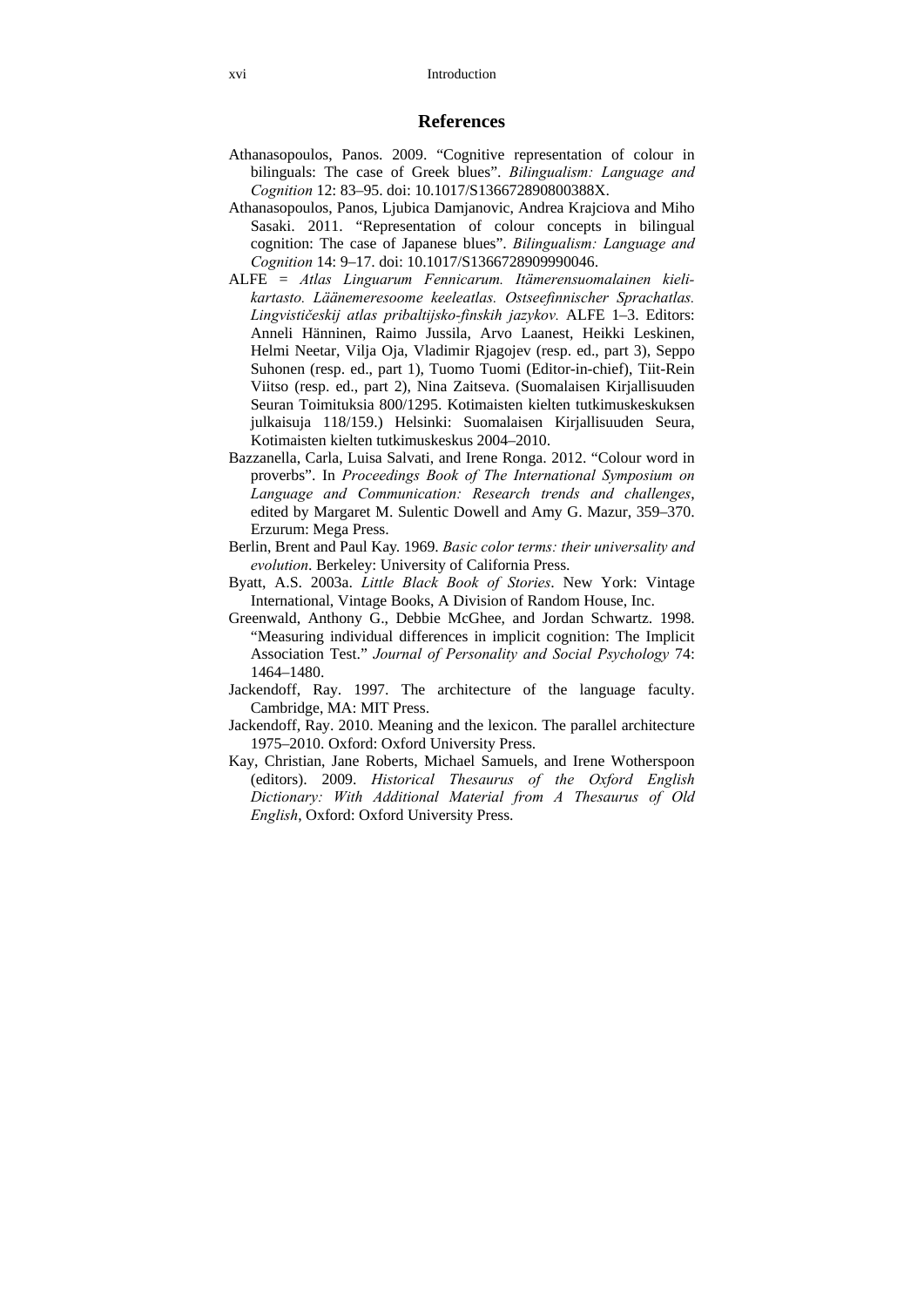## References

Athanasopoulos, Panos. 2009. "Cognitive representation of colour in bilinguals: The case of Greek blues". *Bilingualism: Language and Cognition* 12: 83–95. doi: 10.1017/S136672890800388X.

Athanasopoulos, Panos, Ljubica Damjanovic, Andrea Krajciova and Miho Sasaki. 2011. "Representation of colour concepts in bilingual cognition: The case of Japanese blues". *Bilingualism: Language and Cognition* 14: 9–17. doi: 10.1017/S1366728909990046.

ALFE = *Atlas Linguarum Fennicarum. Itämerensuomalainen kielikartasto. Läänemeresoome keeleatlas. Ostseefinnischer Sprachatlas. Lingvističeskij atlas pribaltijsko-finskih jazykov.* ALFE 1–3. Editors: Anneli Hänninen, Raimo Jussila, Arvo Laanest, Heikki Leskinen, Helmi Neetar, Vilja Oja, Vladimir Rjagojev (resp. ed., part 3), Seppo Suhonen (resp. ed., part 1), Tuomo Tuomi (Editor-in-chief), Tiit-Rein Viitso (resp. ed., part 2), Nina Zaitseva. (Suomalaisen Kirjallisuuden Seuran Toimituksia 800/1295. Kotimaisten kielten tutkimuskeskuksen julkaisuja 118/159.) Helsinki: Suomalaisen Kirjallisuuden Seura, Kotimaisten kielten tutkimuskeskus 2004–2010.

Bazzanella, Carla, Luisa Salvati, and Irene Ronga. 2012. "Colour word in proverbs". In *Proceedings Book of The International Symposium on Language and Communication: Research trends and challenges*, edited by Margaret M. Sulentic Dowell and Amy G. Mazur, 359–370. Erzurum: Mega Press.

Berlin, Brent and Paul Kay. 1969. *Basic color terms: their universality and evolution*. Berkeley: University of California Press.

Byatt, A.S. 2003a. *Little Black Book of Stories*. New York: Vintage International, Vintage Books, A Division of Random House, Inc.

Greenwald, Anthony G., Debbie McGhee, and Jordan Schwartz. 1998. "Measuring individual differences in implicit cognition: The Implicit Association Test." *Journal of Personality and Social Psychology* 74: 1464–1480.

Jackendoff, Ray. 1997. The architecture of the language faculty. Cambridge, MA: MIT Press.

Jackendoff, Ray. 2010. Meaning and the lexicon. The parallel architecture 1975–2010. Oxford: Oxford University Press.

Kay, Christian, Jane Roberts, Michael Samuels, and Irene Wotherspoon (editors). 2009. *Historical Thesaurus of the Oxford English Dictionary: With Additional Material from A Thesaurus of Old English*, Oxford: Oxford University Press.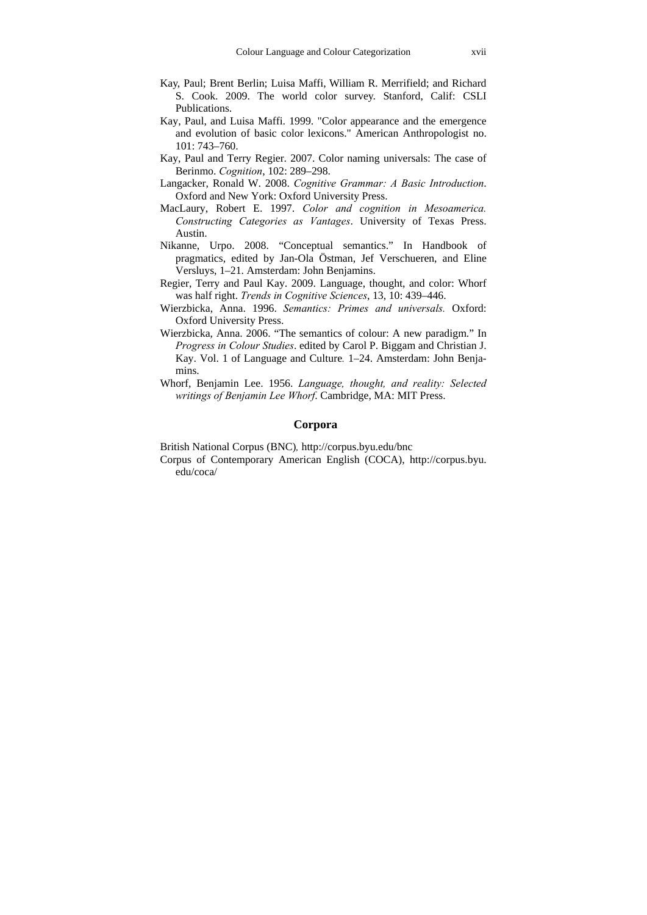Kay, Paul; Brent Berlin; Luisa Maffi, William R. Merrifield; and Richard S. Cook. 2009. The world color survey. Stanford, Calif: CSLI Publications.

Kay, Paul, and Luisa Maffi. 1999. "Color appearance and the emergence and evolution of basic color lexicons." American Anthropologist no. 101: 743–760.

Kay, Paul and Terry Regier. 2007. Color naming universals: The case of Berinmo. *Cognition*, 102: 289–298.

Langacker, Ronald W. 2008. *Cognitive Grammar: A Basic Introduction*. Oxford and New York: Oxford University Press.

MacLaury, Robert E. 1997. *Color and cognition in Mesoamerica. Constructing Categories as Vantages*. University of Texas Press. Austin.

Nikanne, Urpo. 2008. "Conceptual semantics." In Handbook of pragmatics, edited by Jan-Ola Östman, Jef Verschueren, and Eline Versluys, 1–21. Amsterdam: John Benjamins.

Regier, Terry and Paul Kay. 2009. Language, thought, and color: Whorf was half right. *Trends in Cognitive Sciences*, 13, 10: 439–446.

Wierzbicka, Anna. 1996. *Semantics: Primes and universals.* Oxford: Oxford University Press.

Wierzbicka, Anna. 2006. "The semantics of colour: A new paradigm." In *Progress in Colour Studies*. edited by Carol P. Biggam and Christian J. Kay. Vol. 1 of Language and Culture. 1–24. Amsterdam: John Benjamins.

Whorf, Benjamin Lee. 1956. *Language, thought, and reality: Selected writings of Benjamin Lee Whorf*. Cambridge, MA: MIT Press.

## Corpora

British National Corpus (BNC), http://corpus.byu.edu/bnc

Corpus of Contemporary American English (COCA), http://corpus.byu.edu/coca/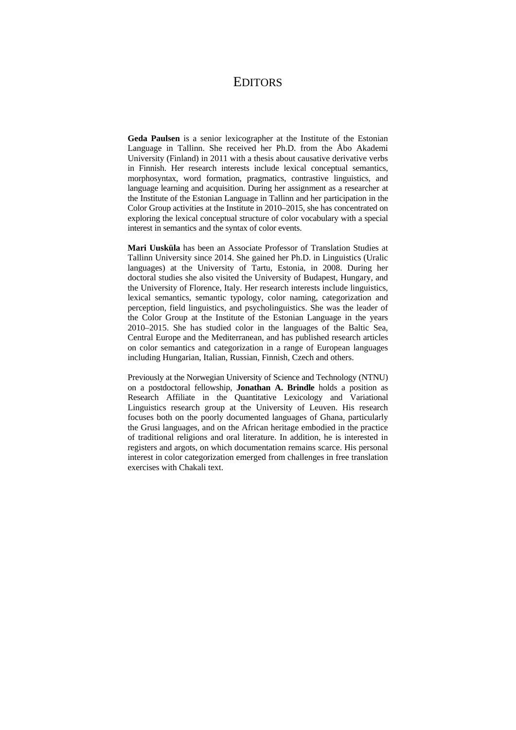# EDITORS

**Geda Paulsen** is a senior lexicographer at the Institute of the Estonian Language in Tallinn. She received her Ph.D. from the Åbo Akademi University (Finland) in 2011 with a thesis about causative derivative verbs in Finnish. Her research interests include lexical conceptual semantics, morphosyntax, word formation, pragmatics, contrastive linguistics, and language learning and acquisition. During her assignment as a researcher at the Institute of the Estonian Language in Tallinn and her participation in the Color Group activities at the Institute in 2010–2015, she has concentrated on exploring the lexical conceptual structure of color vocabulary with a special interest in semantics and the syntax of color events.

**Mari Uusküla** has been an Associate Professor of Translation Studies at Tallinn University since 2014. She gained her Ph.D. in Linguistics (Uralic languages) at the University of Tartu, Estonia, in 2008. During her doctoral studies she also visited the University of Budapest, Hungary, and the University of Florence, Italy. Her research interests include linguistics, lexical semantics, semantic typology, color naming, categorization and perception, field linguistics, and psycholinguistics. She was the leader of the Color Group at the Institute of the Estonian Language in the years 2010–2015. She has studied color in the languages of the Baltic Sea, Central Europe and the Mediterranean, and has published research articles on color semantics and categorization in a range of European languages including Hungarian, Italian, Russian, Finnish, Czech and others.

Previously at the Norwegian University of Science and Technology (NTNU) on a postdoctoral fellowship, **Jonathan A. Brindle** holds a position as Research Affiliate in the Quantitative Lexicology and Variational Linguistics research group at the University of Leuven. His research focuses both on the poorly documented languages of Ghana, particularly the Grusi languages, and on the African heritage embodied in the practice of traditional religions and oral literature. In addition, he is interested in registers and argots, on which documentation remains scarce. His personal interest in color categorization emerged from challenges in free translation exercises with Chakali text.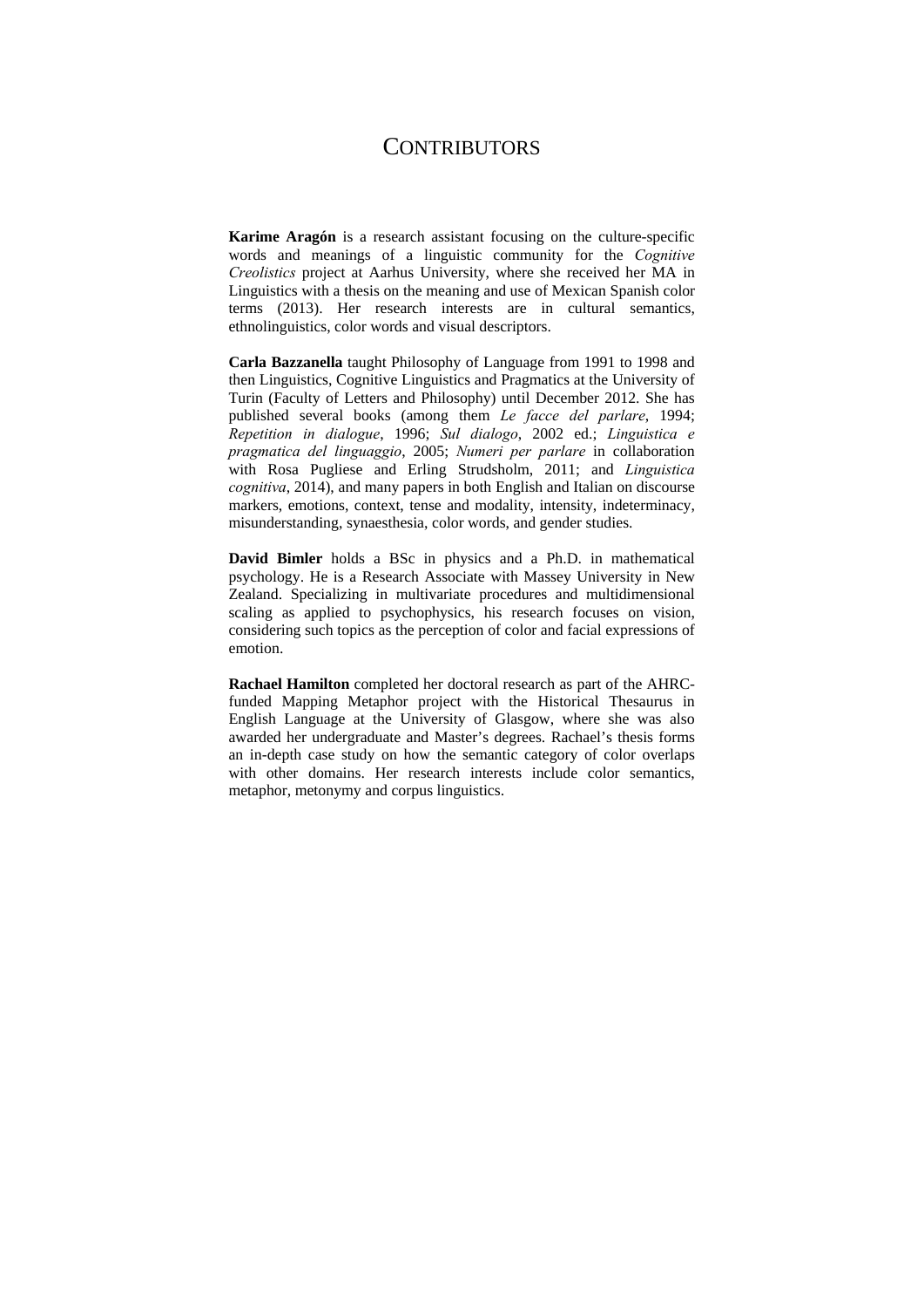# CONTRIBUTORS

**Karime Aragón** is a research assistant focusing on the culture-specific words and meanings of a linguistic community for the *Cognitive Creolistics* project at Aarhus University, where she received her MA in Linguistics with a thesis on the meaning and use of Mexican Spanish color terms (2013). Her research interests are in cultural semantics, ethnolinguistics, color words and visual descriptors.

**Carla Bazzanella** taught Philosophy of Language from 1991 to 1998 and then Linguistics, Cognitive Linguistics and Pragmatics at the University of Turin (Faculty of Letters and Philosophy) until December 2012. She has published several books (among them *Le facce del parlare*, 1994; *Repetition in dialogue*, 1996; *Sul dialogo*, 2002 ed.; *Linguistica e pragmatica del linguaggio*, 2005; *Numeri per parlare* in collaboration with Rosa Pugliese and Erling Strudsholm, 2011; and *Linguistica cognitiva*, 2014), and many papers in both English and Italian on discourse markers, emotions, context, tense and modality, intensity, indeterminacy, misunderstanding, synaesthesia, color words, and gender studies.

**David Bimler** holds a BSc in physics and a Ph.D. in mathematical psychology. He is a Research Associate with Massey University in New Zealand. Specializing in multivariate procedures and multidimensional scaling as applied to psychophysics, his research focuses on vision, considering such topics as the perception of color and facial expressions of emotion.

**Rachael Hamilton** completed her doctoral research as part of the AHRC-funded Mapping Metaphor project with the Historical Thesaurus in English Language at the University of Glasgow, where she was also awarded her undergraduate and Master's degrees. Rachael's thesis forms an in-depth case study on how the semantic category of color overlaps with other domains. Her research interests include color semantics, metaphor, metonymy and corpus linguistics.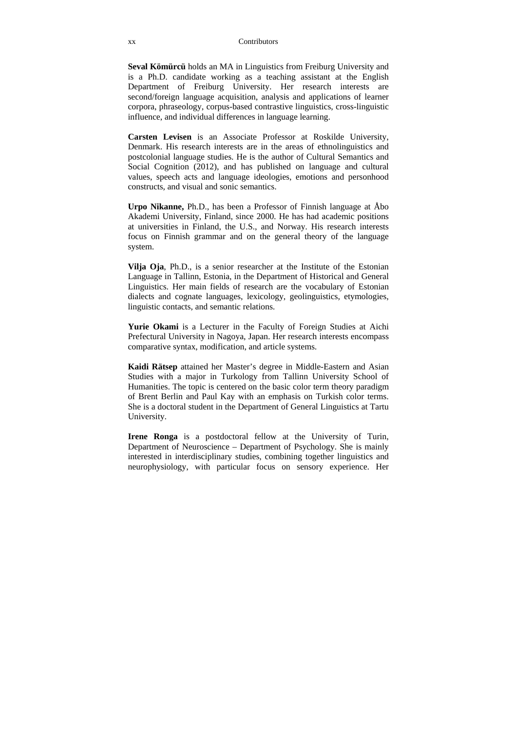**Seval Kömürcü** holds an MA in Linguistics from Freiburg University and is a Ph.D. candidate working as a teaching assistant at the English Department of Freiburg University. Her research interests are second/foreign language acquisition, analysis and applications of learner corpora, phraseology, corpus-based contrastive linguistics, cross-linguistic influence, and individual differences in language learning.

**Carsten Levisen** is an Associate Professor at Roskilde University, Denmark. His research interests are in the areas of ethnolinguistics and postcolonial language studies. He is the author of Cultural Semantics and Social Cognition (2012), and has published on language and cultural values, speech acts and language ideologies, emotions and personhood constructs, and visual and sonic semantics.

**Urpo Nikanne,** Ph.D., has been a Professor of Finnish language at Åbo Akademi University, Finland, since 2000. He has had academic positions at universities in Finland, the U.S., and Norway. His research interests focus on Finnish grammar and on the general theory of the language system.

**Vilja Oja**, Ph.D., is a senior researcher at the Institute of the Estonian Language in Tallinn, Estonia, in the Department of Historical and General Linguistics. Her main fields of research are the vocabulary of Estonian dialects and cognate languages, lexicology, geolinguistics, etymologies, linguistic contacts, and semantic relations.

**Yurie Okami** is a Lecturer in the Faculty of Foreign Studies at Aichi Prefectural University in Nagoya, Japan. Her research interests encompass comparative syntax, modification, and article systems.

**Kaidi Rätsep** attained her Master's degree in Middle-Eastern and Asian Studies with a major in Turkology from Tallinn University School of Humanities. The topic is centered on the basic color term theory paradigm of Brent Berlin and Paul Kay with an emphasis on Turkish color terms. She is a doctoral student in the Department of General Linguistics at Tartu University.

**Irene Ronga** is a postdoctoral fellow at the University of Turin, Department of Neuroscience – Department of Psychology. She is mainly interested in interdisciplinary studies, combining together linguistics and neurophysiology, with particular focus on sensory experience. Her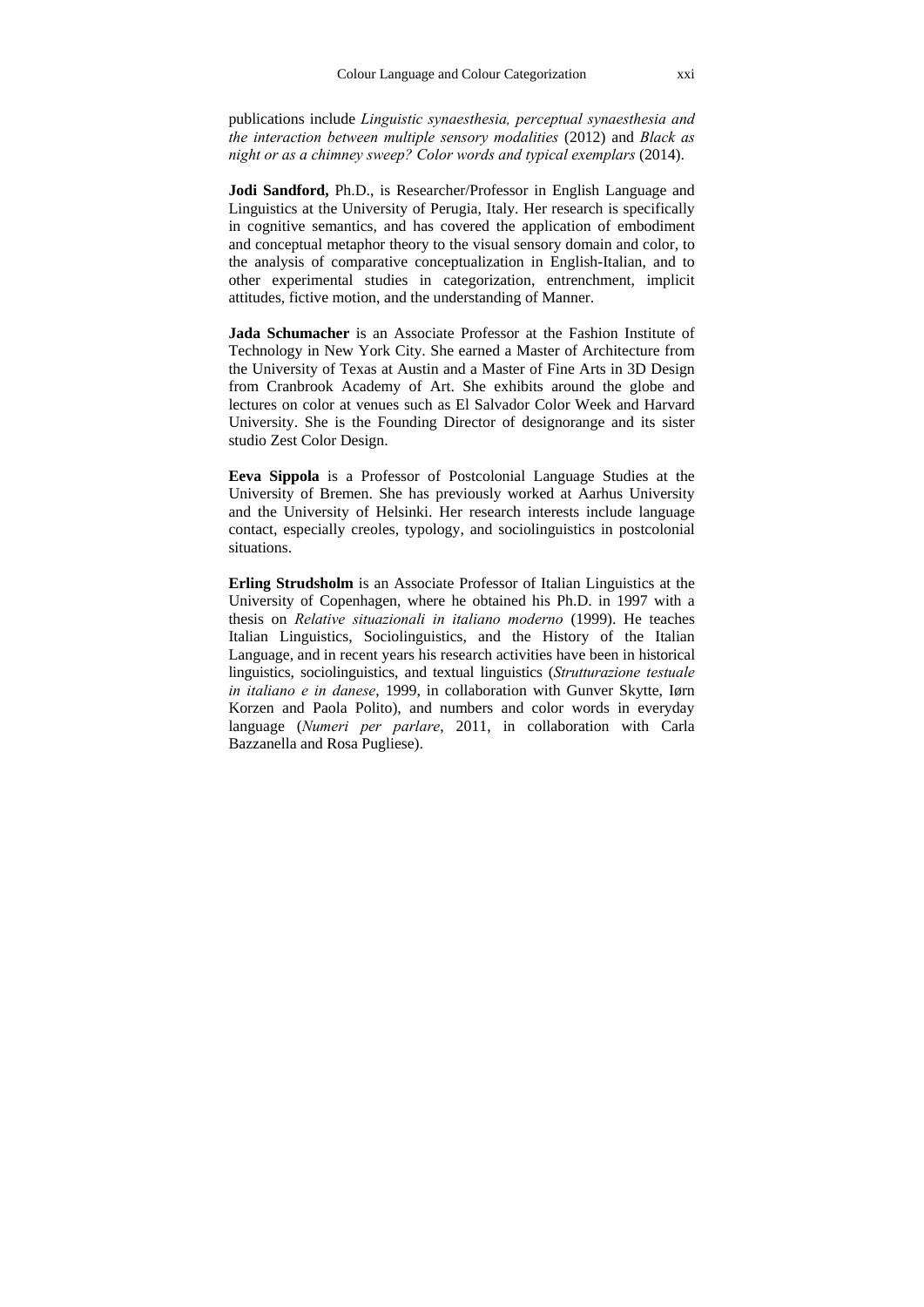publications include *Linguistic synaesthesia, perceptual synaesthesia and the interaction between multiple sensory modalities* (2012) and *Black as night or as a chimney sweep? Color words and typical exemplars* (2014).

**Jodi Sandford,** Ph.D., is Researcher/Professor in English Language and Linguistics at the University of Perugia, Italy. Her research is specifically in cognitive semantics, and has covered the application of embodiment and conceptual metaphor theory to the visual sensory domain and color, to the analysis of comparative conceptualization in English-Italian, and to other experimental studies in categorization, entrenchment, implicit attitudes, fictive motion, and the understanding of Manner.

**Jada Schumacher** is an Associate Professor at the Fashion Institute of Technology in New York City. She earned a Master of Architecture from the University of Texas at Austin and a Master of Fine Arts in 3D Design from Cranbrook Academy of Art. She exhibits around the globe and lectures on color at venues such as El Salvador Color Week and Harvard University. She is the Founding Director of designorange and its sister studio Zest Color Design.

**Eeva Sippola** is a Professor of Postcolonial Language Studies at the University of Bremen. She has previously worked at Aarhus University and the University of Helsinki. Her research interests include language contact, especially creoles, typology, and sociolinguistics in postcolonial situations.

**Erling Strudsholm** is an Associate Professor of Italian Linguistics at the University of Copenhagen, where he obtained his Ph.D. in 1997 with a thesis on *Relative situazionali in italiano moderno* (1999). He teaches Italian Linguistics, Sociolinguistics, and the History of the Italian Language, and in recent years his research activities have been in historical linguistics, sociolinguistics, and textual linguistics (*Strutturazione testuale in italiano e in danese*, 1999, in collaboration with Gunver Skytte, Iørn Korzen and Paola Polito), and numbers and color words in everyday language (*Numeri per parlare*, 2011, in collaboration with Carla Bazzanella and Rosa Pugliese).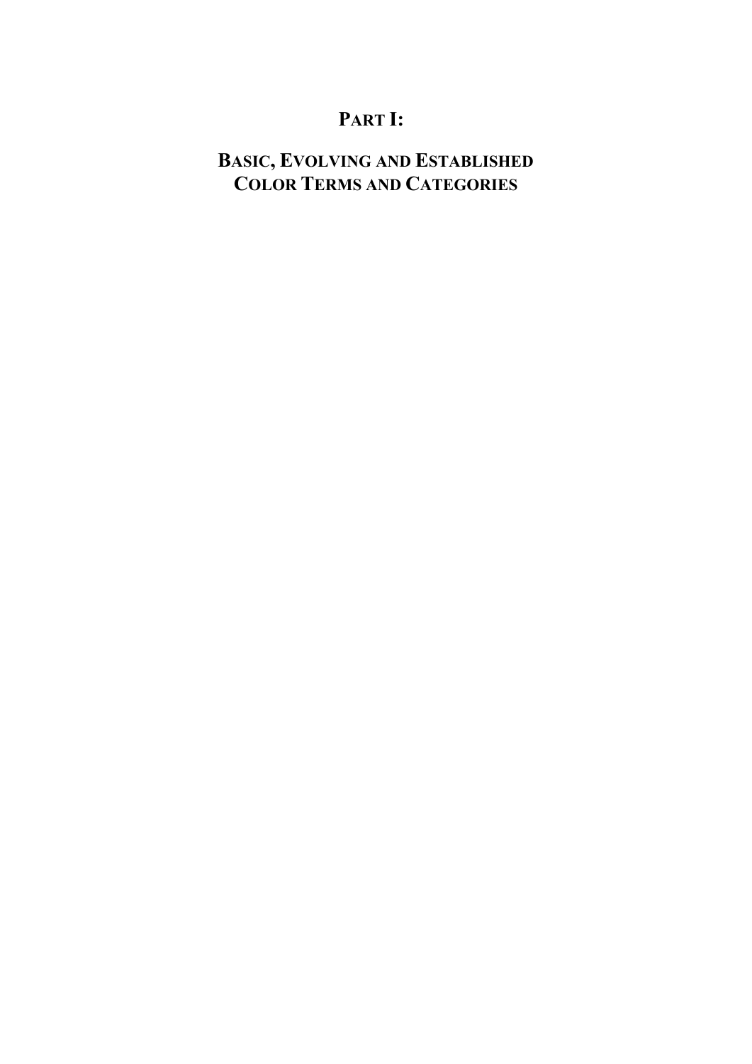# PART I:

## BASIC, EVOLVING AND ESTABLISHED COLOR TERMS AND CATEGORIES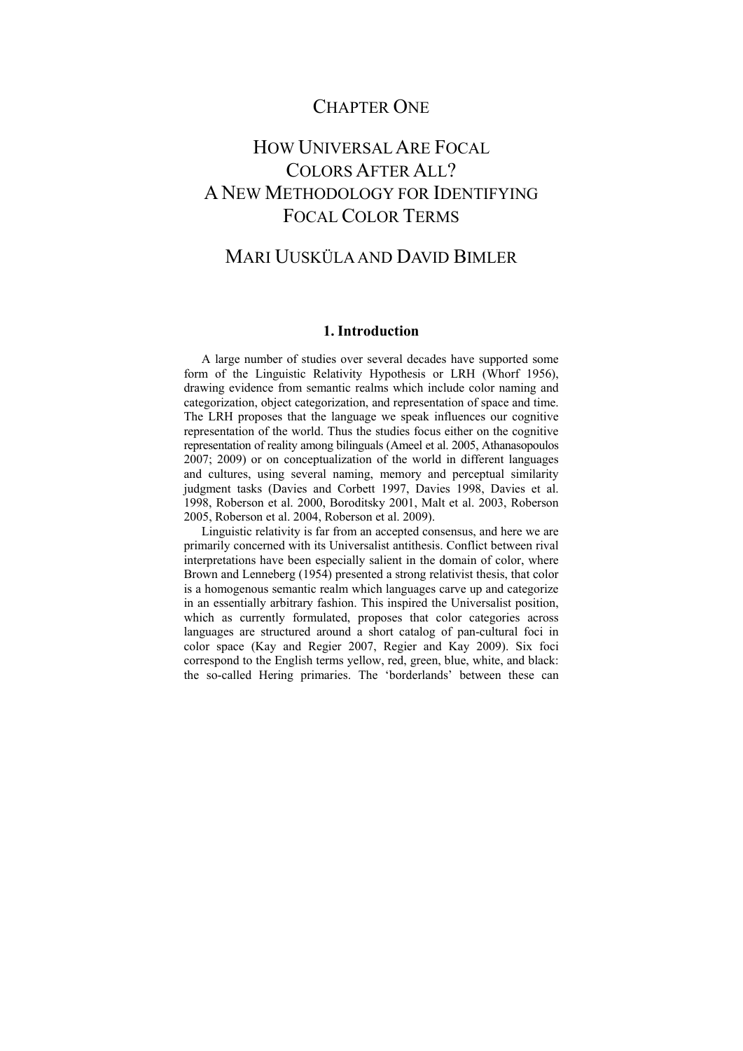# CHAPTER ONE

# HOW UNIVERSAL ARE FOCAL COLORS AFTER ALL? A NEW METHODOLOGY FOR IDENTIFYING FOCAL COLOR TERMS

## MARI UUSKÜLA AND DAVID BIMLER

### 1. Introduction

A large number of studies over several decades have supported some form of the Linguistic Relativity Hypothesis or LRH (Whorf 1956), drawing evidence from semantic realms which include color naming and categorization, object categorization, and representation of space and time. The LRH proposes that the language we speak influences our cognitive representation of the world. Thus the studies focus either on the cognitive representation of reality among bilinguals (Ameel et al. 2005, Athanasopoulos 2007; 2009) or on conceptualization of the world in different languages and cultures, using several naming, memory and perceptual similarity judgment tasks (Davies and Corbett 1997, Davies 1998, Davies et al. 1998, Roberson et al. 2000, Boroditsky 2001, Malt et al. 2003, Roberson 2005, Roberson et al. 2004, Roberson et al. 2009).

Linguistic relativity is far from an accepted consensus, and here we are primarily concerned with its Universalist antithesis. Conflict between rival interpretations have been especially salient in the domain of color, where Brown and Lenneberg (1954) presented a strong relativist thesis, that color is a homogenous semantic realm which languages carve up and categorize in an essentially arbitrary fashion. This inspired the Universalist position, which as currently formulated, proposes that color categories across languages are structured around a short catalog of pan-cultural foci in color space (Kay and Regier 2007, Regier and Kay 2009). Six foci correspond to the English terms yellow, red, green, blue, white, and black: the so-called Hering primaries. The 'borderlands' between these can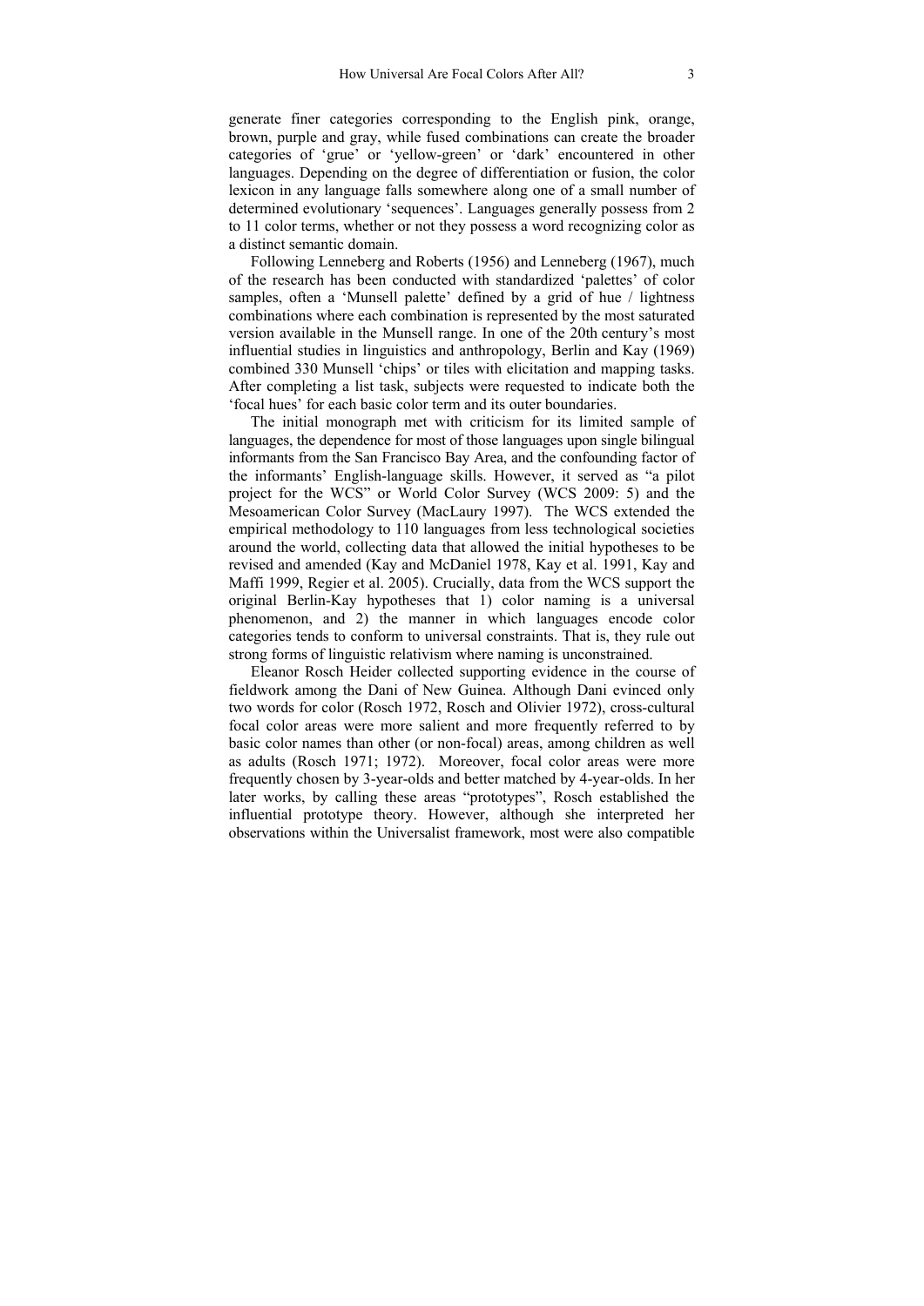generate finer categories corresponding to the English pink, orange, brown, purple and gray, while fused combinations can create the broader categories of 'grue' or 'yellow-green' or 'dark' encountered in other languages. Depending on the degree of differentiation or fusion, the color lexicon in any language falls somewhere along one of a small number of determined evolutionary 'sequences'. Languages generally possess from 2 to 11 color terms, whether or not they possess a word recognizing color as a distinct semantic domain.

Following Lenneberg and Roberts (1956) and Lenneberg (1967), much of the research has been conducted with standardized 'palettes' of color samples, often a 'Munsell palette' defined by a grid of hue / lightness combinations where each combination is represented by the most saturated version available in the Munsell range. In one of the 20th century's most influential studies in linguistics and anthropology, Berlin and Kay (1969) combined 330 Munsell 'chips' or tiles with elicitation and mapping tasks. After completing a list task, subjects were requested to indicate both the 'focal hues' for each basic color term and its outer boundaries.

The initial monograph met with criticism for its limited sample of languages, the dependence for most of those languages upon single bilingual informants from the San Francisco Bay Area, and the confounding factor of the informants' English-language skills. However, it served as "a pilot project for the WCS" or World Color Survey (WCS 2009: 5) and the Mesoamerican Color Survey (MacLaury 1997). The WCS extended the empirical methodology to 110 languages from less technological societies around the world, collecting data that allowed the initial hypotheses to be revised and amended (Kay and McDaniel 1978, Kay et al. 1991, Kay and Maffi 1999, Regier et al. 2005). Crucially, data from the WCS support the original Berlin-Kay hypotheses that 1) color naming is a universal phenomenon, and 2) the manner in which languages encode color categories tends to conform to universal constraints. That is, they rule out strong forms of linguistic relativism where naming is unconstrained.

Eleanor Rosch Heider collected supporting evidence in the course of fieldwork among the Dani of New Guinea. Although Dani evinced only two words for color (Rosch 1972, Rosch and Olivier 1972), cross-cultural focal color areas were more salient and more frequently referred to by basic color names than other (or non-focal) areas, among children as well as adults (Rosch 1971; 1972). Moreover, focal color areas were more frequently chosen by 3-year-olds and better matched by 4-year-olds. In her later works, by calling these areas "prototypes", Rosch established the influential prototype theory. However, although she interpreted her observations within the Universalist framework, most were also compatible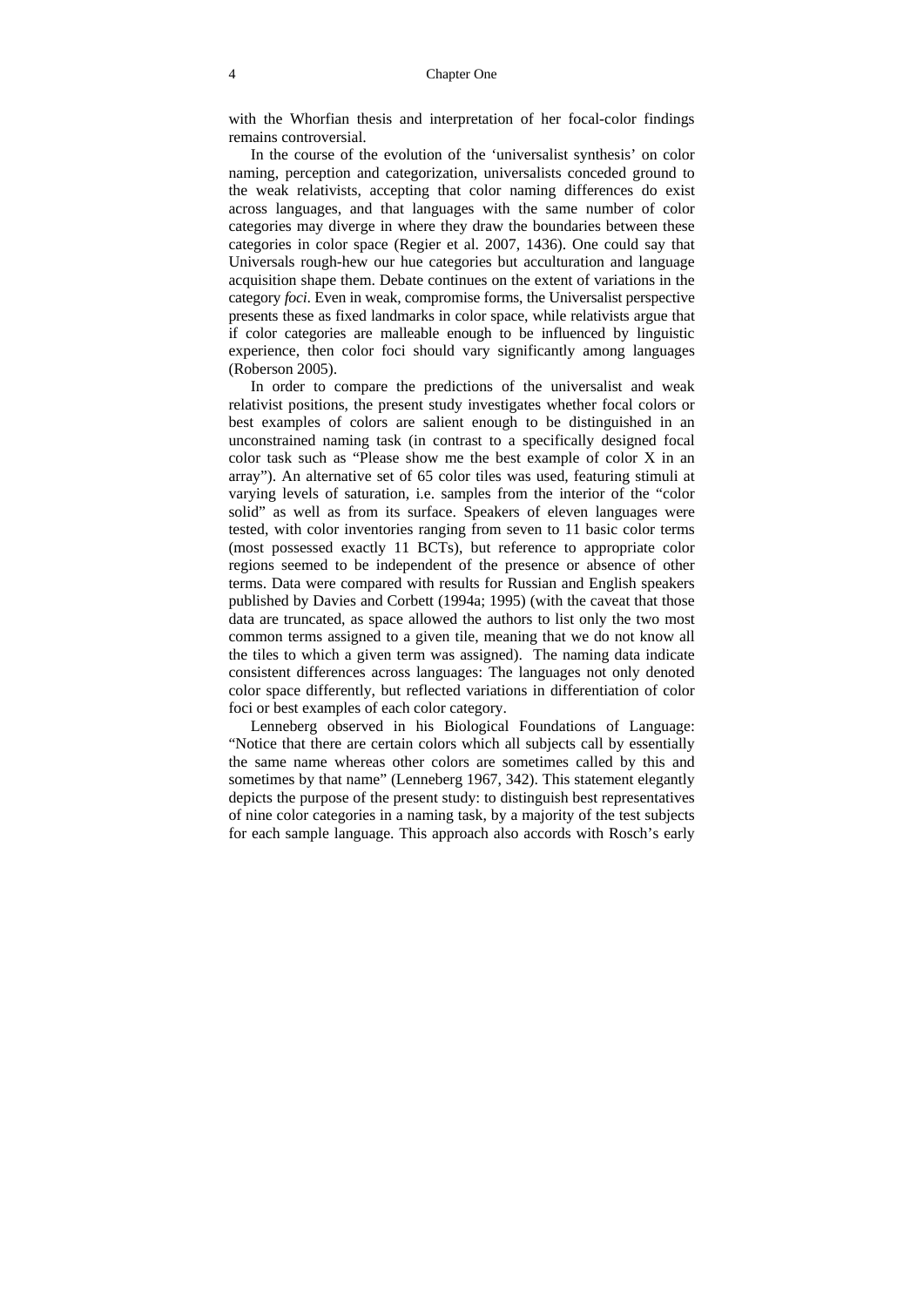with the Whorfian thesis and interpretation of her focal-color findings remains controversial.

In the course of the evolution of the 'universalist synthesis' on color naming, perception and categorization, universalists conceded ground to the weak relativists, accepting that color naming differences do exist across languages, and that languages with the same number of color categories may diverge in where they draw the boundaries between these categories in color space (Regier et al. 2007, 1436). One could say that Universals rough-hew our hue categories but acculturation and language acquisition shape them. Debate continues on the extent of variations in the category *foci*. Even in weak, compromise forms, the Universalist perspective presents these as fixed landmarks in color space, while relativists argue that if color categories are malleable enough to be influenced by linguistic experience, then color foci should vary significantly among languages (Roberson 2005).

In order to compare the predictions of the universalist and weak relativist positions, the present study investigates whether focal colors or best examples of colors are salient enough to be distinguished in an unconstrained naming task (in contrast to a specifically designed focal color task such as "Please show me the best example of color X in an array"). An alternative set of 65 color tiles was used, featuring stimuli at varying levels of saturation, i.e. samples from the interior of the "color solid" as well as from its surface. Speakers of eleven languages were tested, with color inventories ranging from seven to 11 basic color terms (most possessed exactly 11 BCTs), but reference to appropriate color regions seemed to be independent of the presence or absence of other terms. Data were compared with results for Russian and English speakers published by Davies and Corbett (1994a; 1995) (with the caveat that those data are truncated, as space allowed the authors to list only the two most common terms assigned to a given tile, meaning that we do not know all the tiles to which a given term was assigned). The naming data indicate consistent differences across languages: The languages not only denoted color space differently, but reflected variations in differentiation of color foci or best examples of each color category.

Lenneberg observed in his Biological Foundations of Language: "Notice that there are certain colors which all subjects call by essentially the same name whereas other colors are sometimes called by this and sometimes by that name" (Lenneberg 1967, 342). This statement elegantly depicts the purpose of the present study: to distinguish best representatives of nine color categories in a naming task, by a majority of the test subjects for each sample language. This approach also accords with Rosch's early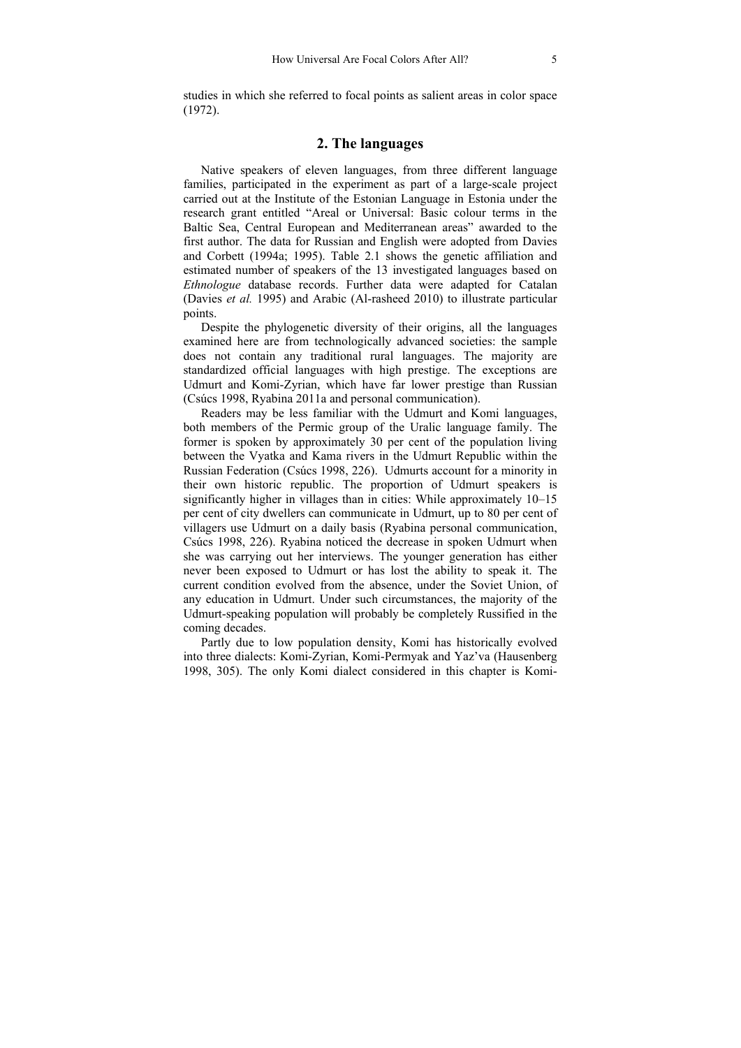studies in which she referred to focal points as salient areas in color space (1972).

## 2. The languages

Native speakers of eleven languages, from three different language families, participated in the experiment as part of a large-scale project carried out at the Institute of the Estonian Language in Estonia under the research grant entitled "Areal or Universal: Basic colour terms in the Baltic Sea, Central European and Mediterranean areas" awarded to the first author. The data for Russian and English were adopted from Davies and Corbett (1994a; 1995). Table 2.1 shows the genetic affiliation and estimated number of speakers of the 13 investigated languages based on *Ethnologue* database records. Further data were adapted for Catalan (Davies *et al.* 1995) and Arabic (Al-rasheed 2010) to illustrate particular points.

Despite the phylogenetic diversity of their origins, all the languages examined here are from technologically advanced societies: the sample does not contain any traditional rural languages. The majority are standardized official languages with high prestige. The exceptions are Udmurt and Komi-Zyrian, which have far lower prestige than Russian (Csúcs 1998, Ryabina 2011a and personal communication).

Readers may be less familiar with the Udmurt and Komi languages, both members of the Permic group of the Uralic language family. The former is spoken by approximately 30 per cent of the population living between the Vyatka and Kama rivers in the Udmurt Republic within the Russian Federation (Csúcs 1998, 226). Udmurts account for a minority in their own historic republic. The proportion of Udmurt speakers is significantly higher in villages than in cities: While approximately 10–15 per cent of city dwellers can communicate in Udmurt, up to 80 per cent of villagers use Udmurt on a daily basis (Ryabina personal communication, Csúcs 1998, 226). Ryabina noticed the decrease in spoken Udmurt when she was carrying out her interviews. The younger generation has either never been exposed to Udmurt or has lost the ability to speak it. The current condition evolved from the absence, under the Soviet Union, of any education in Udmurt. Under such circumstances, the majority of the Udmurt-speaking population will probably be completely Russified in the coming decades.

Partly due to low population density, Komi has historically evolved into three dialects: Komi-Zyrian, Komi-Permyak and Yaz'va (Hausenberg 1998, 305). The only Komi dialect considered in this chapter is Komi-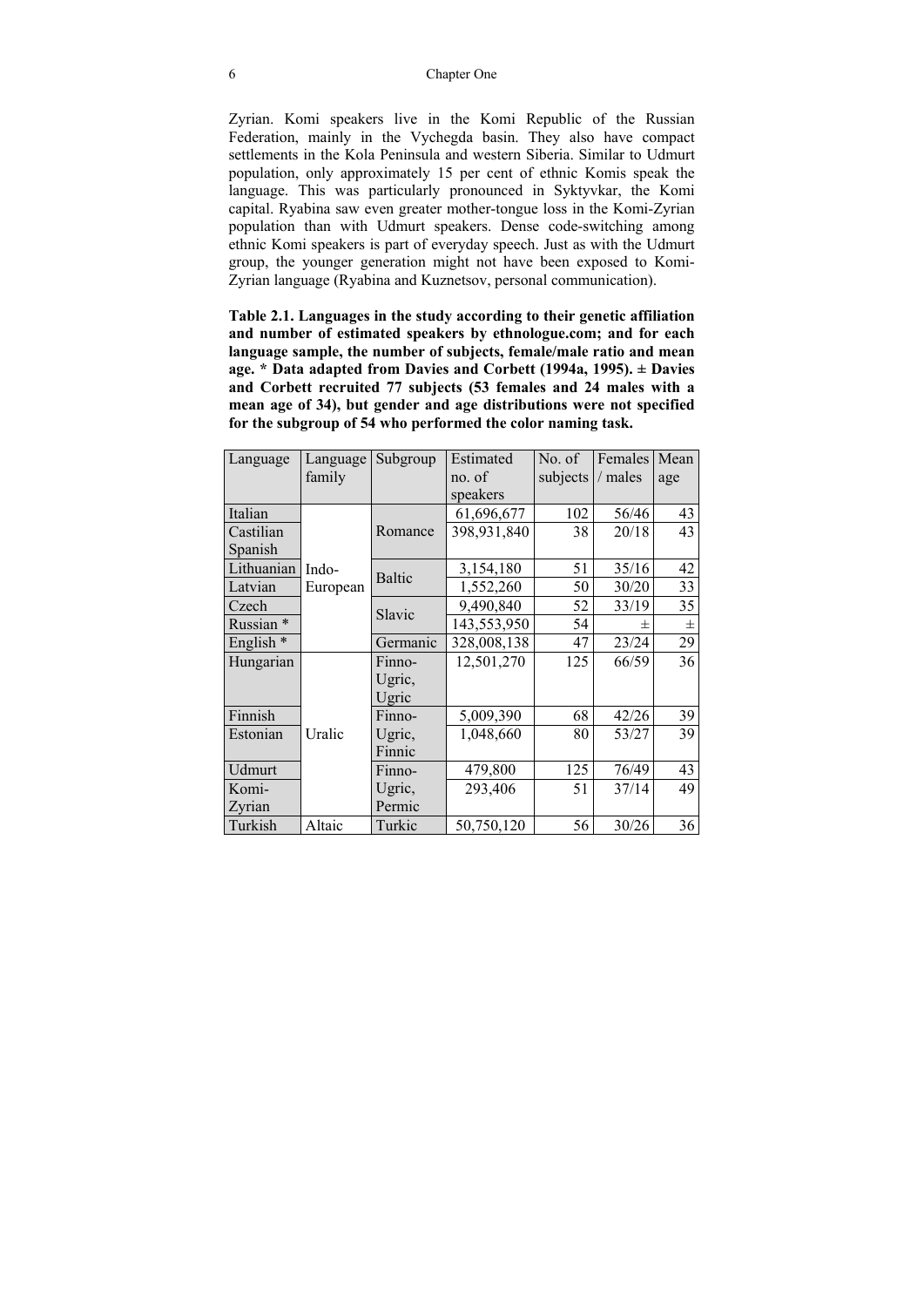Zyrian. Komi speakers live in the Komi Republic of the Russian Federation, mainly in the Vychegda basin. They also have compact settlements in the Kola Peninsula and western Siberia. Similar to Udmurt population, only approximately 15 per cent of ethnic Komis speak the language. This was particularly pronounced in Syktyvkar, the Komi capital. Ryabina saw even greater mother-tongue loss in the Komi-Zyrian population than with Udmurt speakers. Dense code-switching among ethnic Komi speakers is part of everyday speech. Just as with the Udmurt group, the younger generation might not have been exposed to Komi-Zyrian language (Ryabina and Kuznetsov, personal communication).

**Table 2.1. Languages in the study according to their genetic affiliation and number of estimated speakers by ethnologue.com; and for each language sample, the number of subjects, female/male ratio and mean age. * Data adapted from Davies and Corbett (1994a, 1995). ± Davies and Corbett recruited 77 subjects (53 females and 24 males with a mean age of 34), but gender and age distributions were not specified for the subgroup of 54 who performed the color naming task.**

| Language | Language family | Subgroup | Estimated no. of speakers | No. of subjects | Females / males | Mean age |
|---|---|---|---|---|---|---|
| Italian | Indo-European | Romance | 61,696,677 | 102 | 56/46 | 43 |
| Castilian Spanish | | | 398,931,840 | 38 | 20/18 | 43 |
| Lithuanian | | Baltic | 3,154,180 | 51 | 35/16 | 42 |
| Latvian | | | 1,552,260 | 50 | 30/20 | 33 |
| Czech | | Slavic | 9,490,840 | 52 | 33/19 | 35 |
| Russian * | | | 143,553,950 | 54 | ± | ± |
| English * | | Germanic | 328,008,138 | 47 | 23/24 | 29 |
| Hungarian | Uralic | Finno-Ugric, Ugric | 12,501,270 | 125 | 66/59 | 36 |
| Finnish | | Finno-Ugric, Finnic | 5,009,390 | 68 | 42/26 | 39 |
| Estonian | | | 1,048,660 | 80 | 53/27 | 39 |
| Udmurt | | Finno-Ugric, Permic | 479,800 | 125 | 76/49 | 43 |
| Komi-Zyrian | | | 293,406 | 51 | 37/14 | 49 |
| Turkish | Altaic | Turkic | 50,750,120 | 56 | 30/26 | 36 |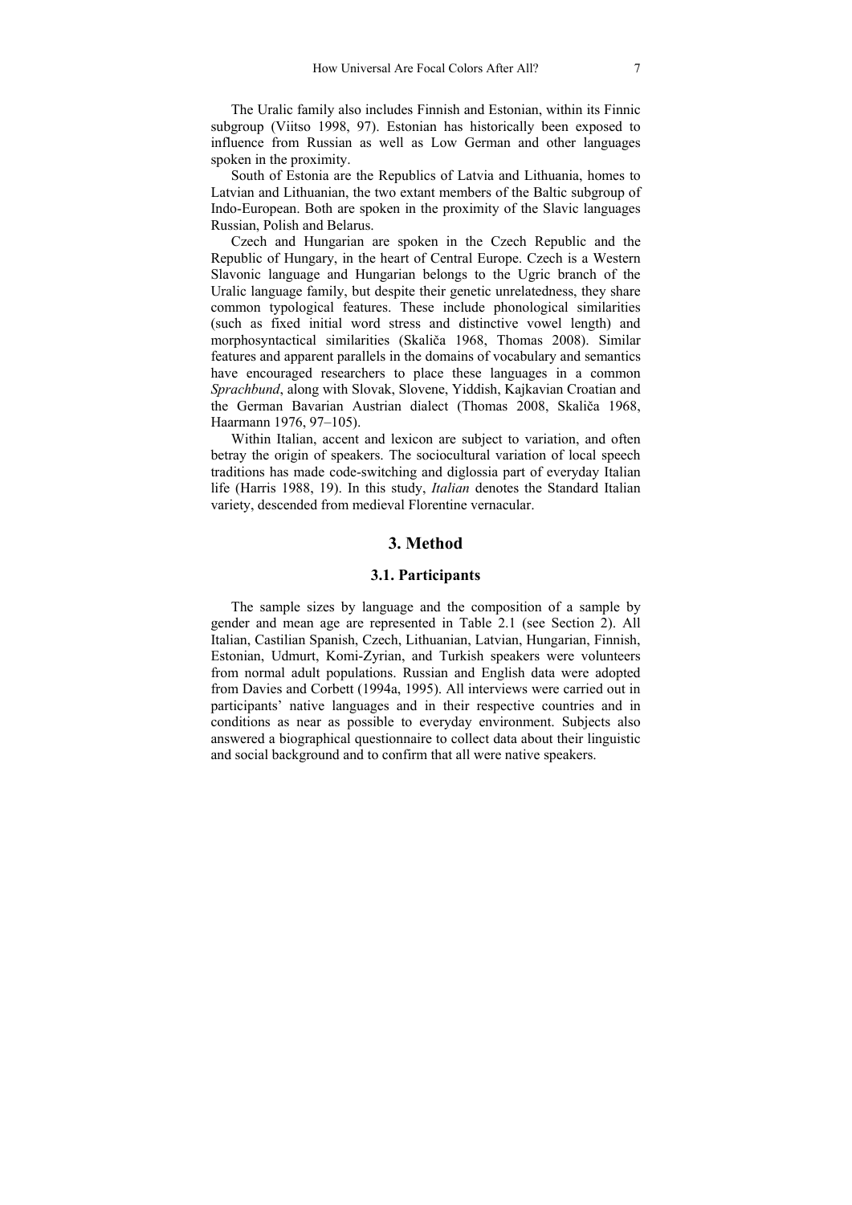The Uralic family also includes Finnish and Estonian, within its Finnic subgroup (Viitso 1998, 97). Estonian has historically been exposed to influence from Russian as well as Low German and other languages spoken in the proximity.

South of Estonia are the Republics of Latvia and Lithuania, homes to Latvian and Lithuanian, the two extant members of the Baltic subgroup of Indo-European. Both are spoken in the proximity of the Slavic languages Russian, Polish and Belarus.

Czech and Hungarian are spoken in the Czech Republic and the Republic of Hungary, in the heart of Central Europe. Czech is a Western Slavonic language and Hungarian belongs to the Ugric branch of the Uralic language family, but despite their genetic unrelatedness, they share common typological features. These include phonological similarities (such as fixed initial word stress and distinctive vowel length) and morphosyntactical similarities (Skalička 1968, Thomas 2008). Similar features and apparent parallels in the domains of vocabulary and semantics have encouraged researchers to place these languages in a common *Sprachbund*, along with Slovak, Slovene, Yiddish, Kajkavian Croatian and the German Bavarian Austrian dialect (Thomas 2008, Skalička 1968, Haarmann 1976, 97–105).

Within Italian, accent and lexicon are subject to variation, and often betray the origin of speakers. The sociocultural variation of local speech traditions has made code-switching and diglossia part of everyday Italian life (Harris 1988, 19). In this study, *Italian* denotes the Standard Italian variety, descended from medieval Florentine vernacular.

## 3. Method

### 3.1. Participants

The sample sizes by language and the composition of a sample by gender and mean age are represented in Table 2.1 (see Section 2). All Italian, Castilian Spanish, Czech, Lithuanian, Latvian, Hungarian, Finnish, Estonian, Udmurt, Komi-Zyrian, and Turkish speakers were volunteers from normal adult populations. Russian and English data were adopted from Davies and Corbett (1994a, 1995). All interviews were carried out in participants' native languages and in their respective countries and in conditions as near as possible to everyday environment. Subjects also answered a biographical questionnaire to collect data about their linguistic and social background and to confirm that all were native speakers.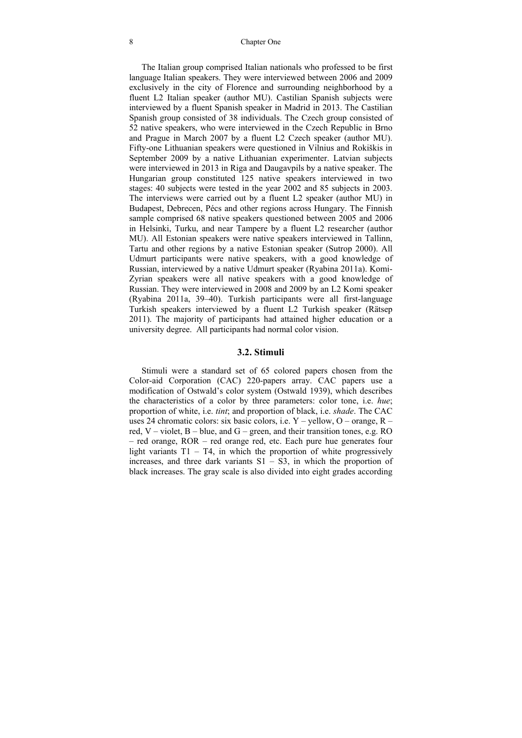The Italian group comprised Italian nationals who professed to be first language Italian speakers. They were interviewed between 2006 and 2009 exclusively in the city of Florence and surrounding neighborhood by a fluent L2 Italian speaker (author MU). Castilian Spanish subjects were interviewed by a fluent Spanish speaker in Madrid in 2013. The Castilian Spanish group consisted of 38 individuals. The Czech group consisted of 52 native speakers, who were interviewed in the Czech Republic in Brno and Prague in March 2007 by a fluent L2 Czech speaker (author MU). Fifty-one Lithuanian speakers were questioned in Vilnius and Rokiškis in September 2009 by a native Lithuanian experimenter. Latvian subjects were interviewed in 2013 in Riga and Daugavpils by a native speaker. The Hungarian group constituted 125 native speakers interviewed in two stages: 40 subjects were tested in the year 2002 and 85 subjects in 2003. The interviews were carried out by a fluent L2 speaker (author MU) in Budapest, Debrecen, Pécs and other regions across Hungary. The Finnish sample comprised 68 native speakers questioned between 2005 and 2006 in Helsinki, Turku, and near Tampere by a fluent L2 researcher (author MU). All Estonian speakers were native speakers interviewed in Tallinn, Tartu and other regions by a native Estonian speaker (Sutrop 2000). All Udmurt participants were native speakers, with a good knowledge of Russian, interviewed by a native Udmurt speaker (Ryabina 2011a). Komi-Zyrian speakers were all native speakers with a good knowledge of Russian. They were interviewed in 2008 and 2009 by an L2 Komi speaker (Ryabina 2011a, 39–40). Turkish participants were all first-language Turkish speakers interviewed by a fluent L2 Turkish speaker (Rätsep 2011). The majority of participants had attained higher education or a university degree. All participants had normal color vision.

### 3.2. Stimuli

Stimuli were a standard set of 65 colored papers chosen from the Color-aid Corporation (CAC) 220-papers array. CAC papers use a modification of Ostwald's color system (Ostwald 1939), which describes the characteristics of a color by three parameters: color tone, i.e. *hue*; proportion of white, i.e. *tint*; and proportion of black, i.e. *shade*. The CAC uses 24 chromatic colors: six basic colors, i.e. Y – yellow, O – orange, R – red, V – violet, B – blue, and G – green, and their transition tones, e.g. RO – red orange, ROR – red orange red, etc. Each pure hue generates four light variants T1 – T4, in which the proportion of white progressively increases, and three dark variants S1 – S3, in which the proportion of black increases. The gray scale is also divided into eight grades according